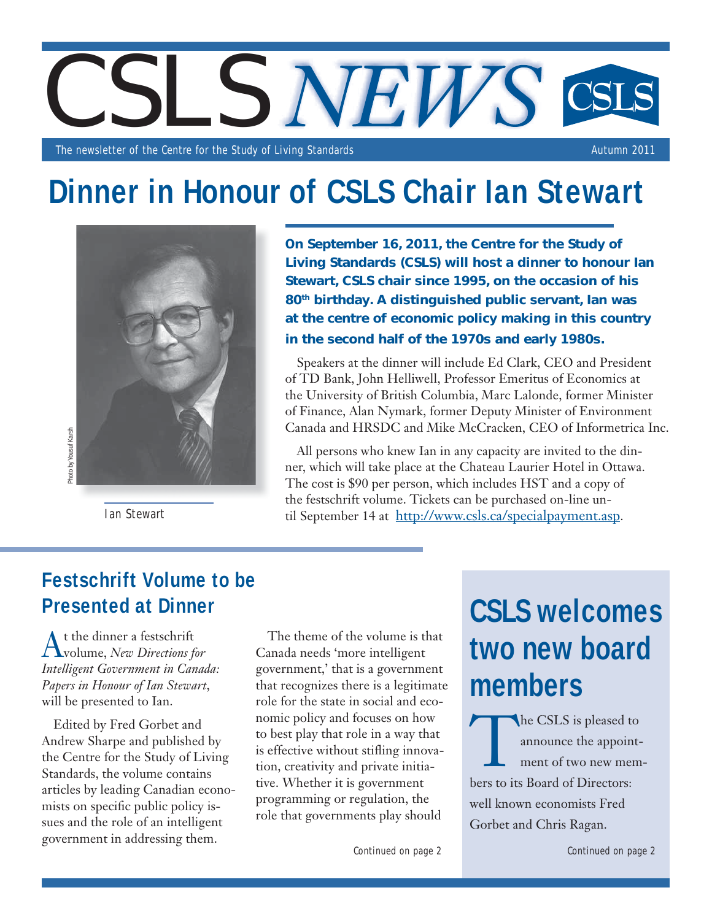# CSLS NEWS

The newsletter of the Centre for the Study of Living Standards — Autumn 2011

# Dinner in Honour of CSLS Chair Ian Stewart

Photo by Yousuf Karsh

Ian Stewart

**On September 16, 2011, the Centre for the Study of Living Standards (CSLS) will host a dinner to honour Ian Stewart, CSLS chair since 1995, on the occasion of his 80th birthday. A distinguished public servant, Ian was at the centre of economic policy making in this country in the second half of the 1970s and early 1980s.**

Speakers at the dinner will include Ed Clark, CEO and President of TD Bank, John Helliwell, Professor Emeritus of Economics at the University of British Columbia, Marc Lalonde, former Minister of Finance, Alan Nymark, former Deputy Minister of Environment Canada and HRSDC and Mike McCracken, CEO of Informetrica Inc.

All persons who knew Ian in any capacity are invited to the dinner, which will take place at the Chateau Laurier Hotel in Ottawa. The cost is $90 per person, which includes HST and a copy of the festschrift volume. Tickets can be purchased on-line until September 14 at http://www.csls.ca/specialpayment.asp.

## Festschrift Volume to be Presented at Dinner

At the dinner a festschrift volume, *New Directions for Intelligent Government in Canada: Papers in Honour of Ian Stewart*, will be presented to Ian.

Edited by Fred Gorbet and Andrew Sharpe and published by the Centre for the Study of Living Standards, the volume contains articles by leading Canadian economists on specific public policy issues and the role of an intelligent government in addressing them.

The theme of the volume is that Canada needs 'more intelligent government,' that is a government that recognizes there is a legitimate role for the state in social and economic policy and focuses on how to best play that role in a way that is effective without stifling innovation, creativity and private initiative. Whether it is government programming or regulation, the role that governments play should

Continued on page 2

## CSLS welcomes two new board members

The CSLS is pleased to announce the appointment of two new members to its Board of Directors: well known economists Fred Gorbet and Chris Ragan.

Continued on page 2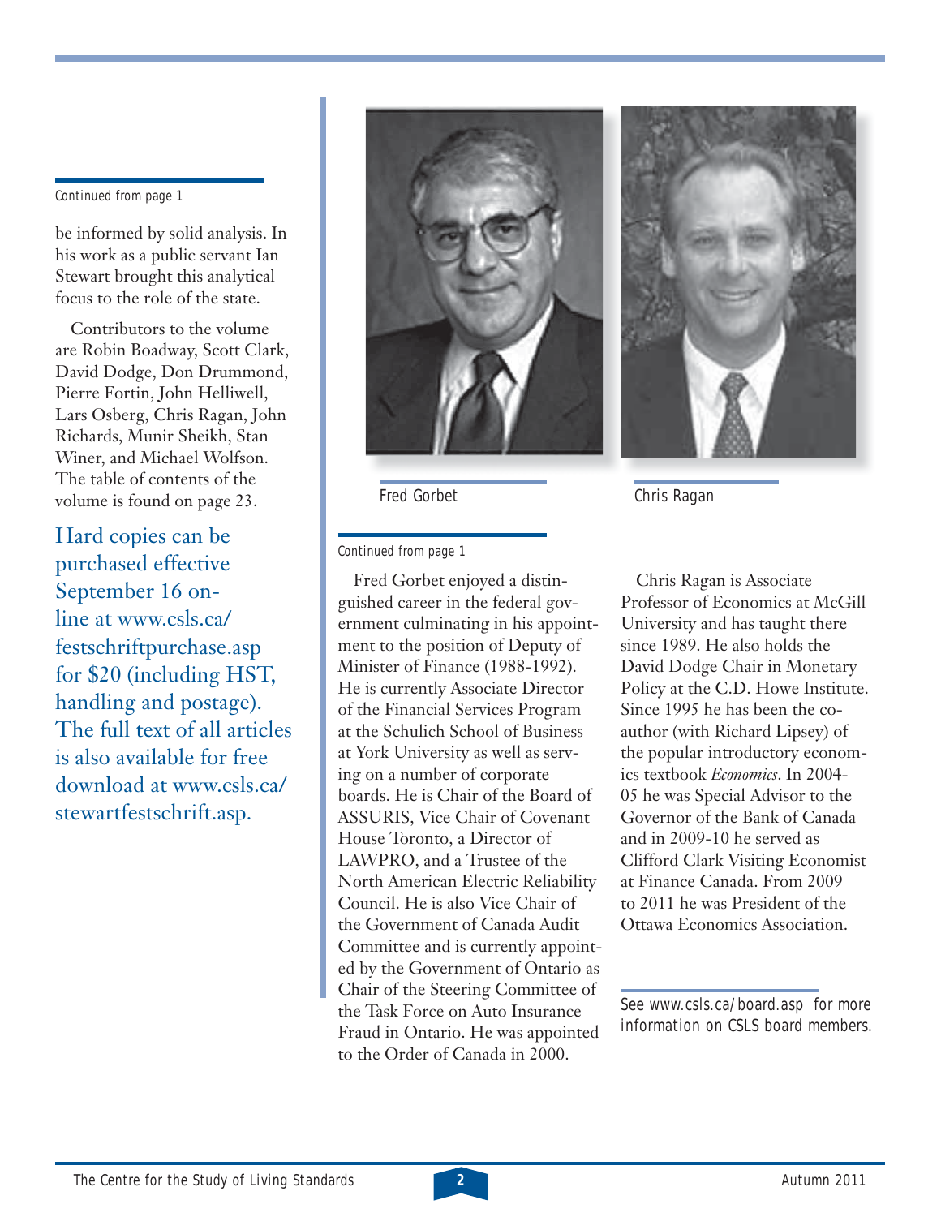*Continued from page 1*

be informed by solid analysis. In his work as a public servant Ian Stewart brought this analytical focus to the role of the state.

Contributors to the volume are Robin Boadway, Scott Clark, David Dodge, Don Drummond, Pierre Fortin, John Helliwell, Lars Osberg, Chris Ragan, John Richards, Munir Sheikh, Stan Winer, and Michael Wolfson. The table of contents of the volume is found on page 23.

Hard copies can be purchased effective September 16 on-line at www.csls.ca/festschriftpurchase.asp for $20 (including HST, handling and postage). The full text of all articles is also available for free download at www.csls.ca/stewartfestschrift.asp.

Fred Gorbet

Chris Ragan

*Continued from page 1*

Fred Gorbet enjoyed a distinguished career in the federal government culminating in his appointment to the position of Deputy of Minister of Finance (1988-1992). He is currently Associate Director of the Financial Services Program at the Schulich School of Business at York University as well as serving on a number of corporate boards. He is Chair of the Board of ASSURIS, Vice Chair of Covenant House Toronto, a Director of LAWPRO, and a Trustee of the North American Electric Reliability Council. He is also Vice Chair of the Government of Canada Audit Committee and is currently appointed by the Government of Ontario as Chair of the Steering Committee of the Task Force on Auto Insurance Fraud in Ontario. He was appointed to the Order of Canada in 2000.

Chris Ragan is Associate Professor of Economics at McGill University and has taught there since 1989. He also holds the David Dodge Chair in Monetary Policy at the C.D. Howe Institute. Since 1995 he has been the co-author (with Richard Lipsey) of the popular introductory economics textbook *Economics*. In 2004-05 he was Special Advisor to the Governor of the Bank of Canada and in 2009-10 he served as Clifford Clark Visiting Economist at Finance Canada. From 2009 to 2011 he was President of the Ottawa Economics Association.

See www.csls.ca/board.asp for more information on CSLS board members.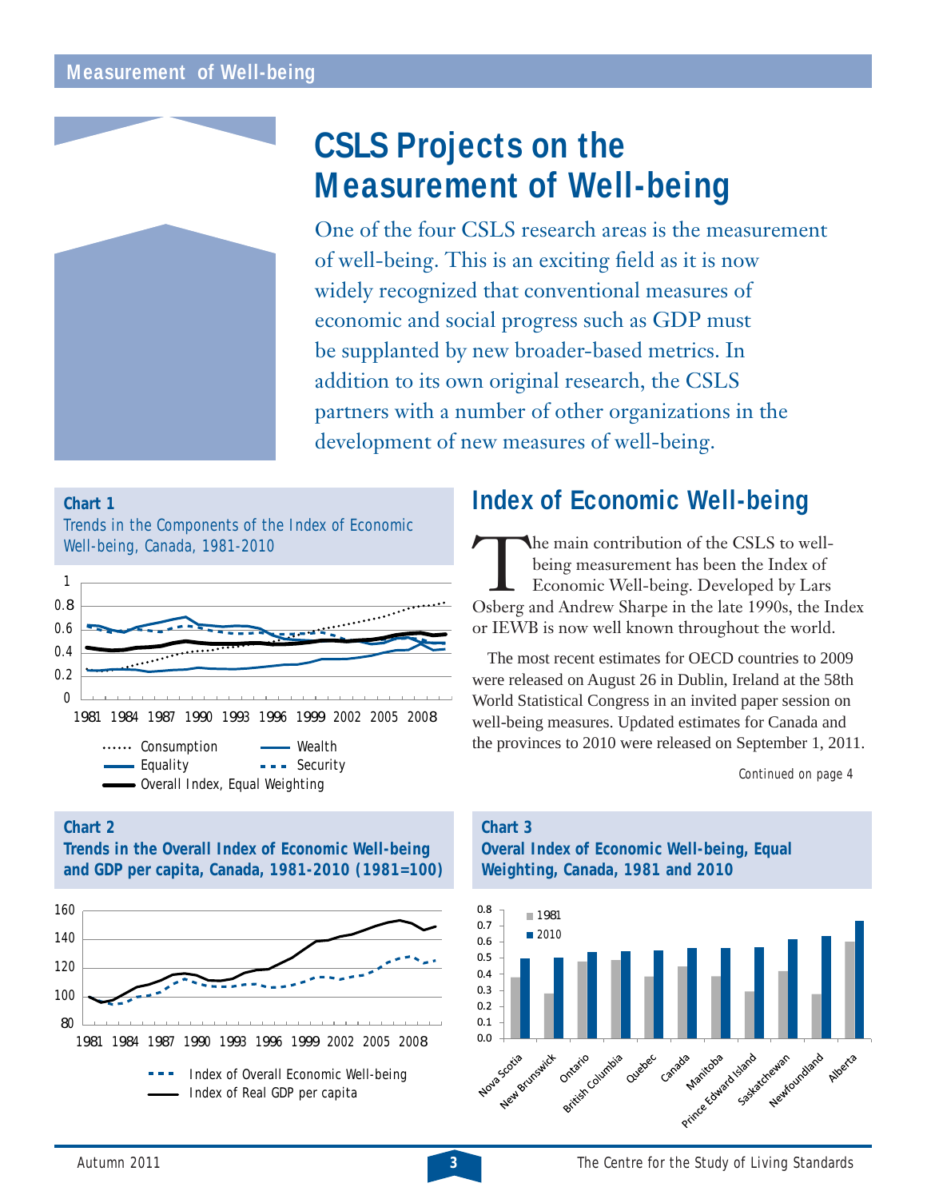# CSLS Projects on the Measurement of Well-being

One of the four CSLS research areas is the measurement of well-being. This is an exciting field as it is now widely recognized that conventional measures of economic and social progress such as GDP must be supplanted by new broader-based metrics. In addition to its own original research, the CSLS partners with a number of other organizations in the development of new measures of well-being.

**Chart 1**

*Trends in the Components of the Index of Economic Well-being, Canada, 1981-2010*

Consumption · Wealth · Equality · Security · Overall Index, Equal Weighting

## Index of Economic Well-being

The main contribution of the CSLS to well-being measurement has been the Index of Economic Well-being. Developed by Lars Osberg and Andrew Sharpe in the late 1990s, the Index or IEWB is now well known throughout the world.

The most recent estimates for OECD countries to 2009 were released on August 26 in Dublin, Ireland at the 58th World Statistical Congress in an invited paper session on well-being measures. Updated estimates for Canada and the provinces to 2010 were released on September 1, 2011.

*Continued on page 4*

**Chart 2**

**Trends in the Overall Index of Economic Well-being and GDP per capita, Canada, 1981-2010 (1981=100)**

Index of Overall Economic Well-being · Index of Real GDP per capita

**Chart 3**

**Overal Index of Economic Well-being, Equal Weighting, Canada, 1981 and 2010**

1981 · 2010

Nova Scotia, New Brunswick, Ontario, British Columbia, Quebec, Canada, Manitoba, Prince Edward Island, Saskatchewan, Newfoundland, Alberta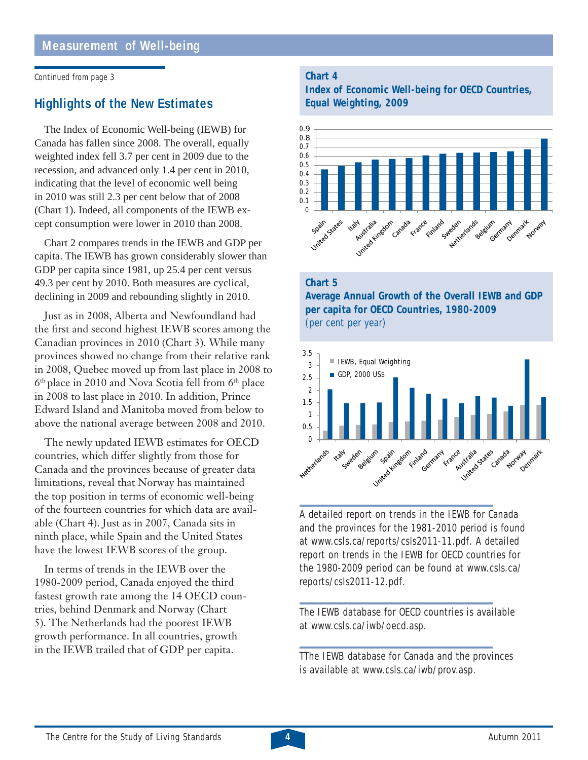Continued from page 3

## Highlights of the New Estimates

The Index of Economic Well-being (IEWB) for Canada has fallen since 2008. The overall, equally weighted index fell 3.7 per cent in 2009 due to the recession, and advanced only 1.4 per cent in 2010, indicating that the level of economic well being in 2010 was still 2.3 per cent below that of 2008 (Chart 1). Indeed, all components of the IEWB except consumption were lower in 2010 than 2008.

Chart 2 compares trends in the IEWB and GDP per capita. The IEWB has grown considerably slower than GDP per capita since 1981, up 25.4 per cent versus 49.3 per cent by 2010. Both measures are cyclical, declining in 2009 and rebounding slightly in 2010.

Just as in 2008, Alberta and Newfoundland had the first and second highest IEWB scores among the Canadian provinces in 2010 (Chart 3). While many provinces showed no change from their relative rank in 2008, Quebec moved up from last place in 2008 to 6th place in 2010 and Nova Scotia fell from 6th place in 2008 to last place in 2010. In addition, Prince Edward Island and Manitoba moved from below to above the national average between 2008 and 2010.

The newly updated IEWB estimates for OECD countries, which differ slightly from those for Canada and the provinces because of greater data limitations, reveal that Norway has maintained the top position in terms of economic well-being of the fourteen countries for which data are available (Chart 4). Just as in 2007, Canada sits in ninth place, while Spain and the United States have the lowest IEWB scores of the group.

In terms of trends in the IEWB over the 1980-2009 period, Canada enjoyed the third fastest growth rate among the 14 OECD countries, behind Denmark and Norway (Chart 5). The Netherlands had the poorest IEWB growth performance. In all countries, growth in the IEWB trailed that of GDP per capita.

**Chart 4**
**Index of Economic Well-being for OECD Countries, Equal Weighting, 2009**

**Chart 5**
**Average Annual Growth of the Overall IEWB and GDP per capita for OECD Countries, 1980-2009**
(per cent per year)

A detailed report on trends in the IEWB for Canada and the provinces for the 1981-2010 period is found at www.csls.ca/reports/csls2011-11.pdf. A detailed report on trends in the IEWB for OECD countries for the 1980-2009 period can be found at www.csls.ca/reports/csls2011-12.pdf.

The IEWB database for OECD countries is available at www.csls.ca/iwb/oecd.asp.

TThe IEWB database for Canada and the provinces is available at www.csls.ca/iwb/prov.asp.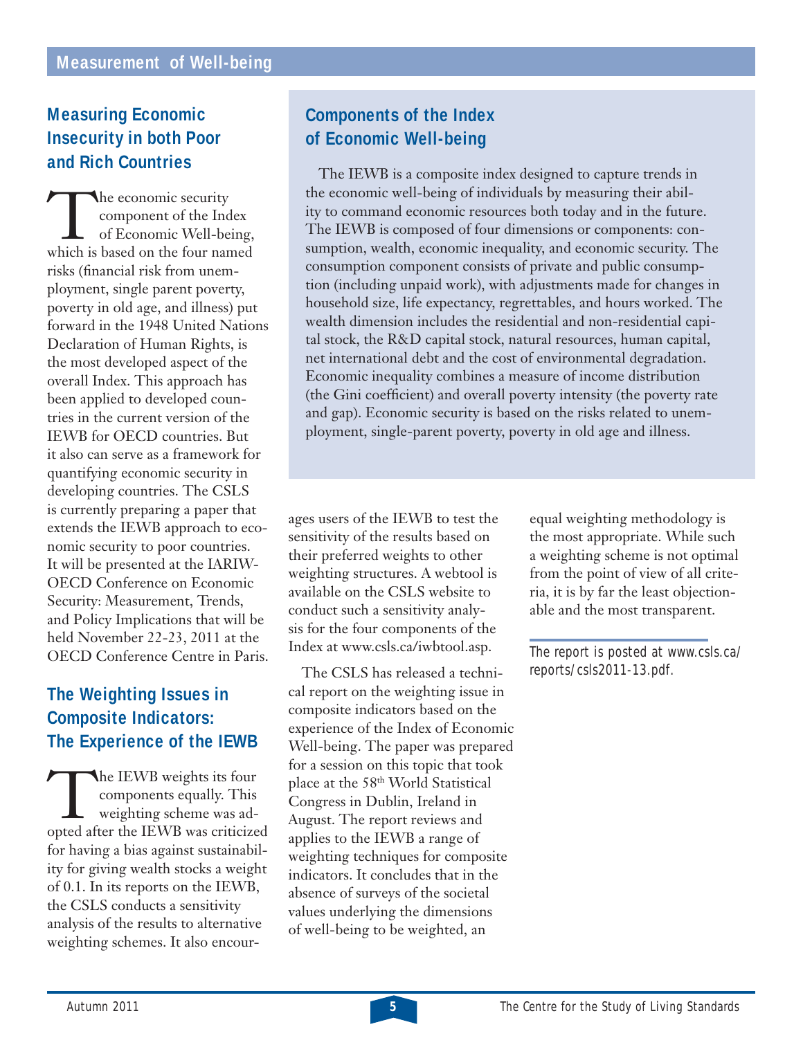## Measuring Economic Insecurity in both Poor and Rich Countries

The economic security component of the Index of Economic Well-being, which is based on the four named risks (financial risk from unemployment, single parent poverty, poverty in old age, and illness) put forward in the 1948 United Nations Declaration of Human Rights, is the most developed aspect of the overall Index. This approach has been applied to developed countries in the current version of the IEWB for OECD countries. But it also can serve as a framework for quantifying economic security in developing countries. The CSLS is currently preparing a paper that extends the IEWB approach to economic security to poor countries. It will be presented at the IARIW-OECD Conference on Economic Security: Measurement, Trends, and Policy Implications that will be held November 22-23, 2011 at the OECD Conference Centre in Paris.

## Components of the Index of Economic Well-being

The IEWB is a composite index designed to capture trends in the economic well-being of individuals by measuring their ability to command economic resources both today and in the future. The IEWB is composed of four dimensions or components: consumption, wealth, economic inequality, and economic security. The consumption component consists of private and public consumption (including unpaid work), with adjustments made for changes in household size, life expectancy, regrettables, and hours worked. The wealth dimension includes the residential and non-residential capital stock, the R&D capital stock, natural resources, human capital, net international debt and the cost of environmental degradation. Economic inequality combines a measure of income distribution (the Gini coefficient) and overall poverty intensity (the poverty rate and gap). Economic security is based on the risks related to unemployment, single-parent poverty, poverty in old age and illness.

## The Weighting Issues in Composite Indicators: The Experience of the IEWB

The IEWB weights its four components equally. This weighting scheme was adopted after the IEWB was criticized for having a bias against sustainability for giving wealth stocks a weight of 0.1. In its reports on the IEWB, the CSLS conducts a sensitivity analysis of the results to alternative weighting schemes. It also encourages users of the IEWB to test the sensitivity of the results based on their preferred weights to other weighting structures. A webtool is available on the CSLS website to conduct such a sensitivity analysis for the four components of the Index at www.csls.ca/iwbtool.asp.

The CSLS has released a technical report on the weighting issue in composite indicators based on the experience of the Index of Economic Well-being. The paper was prepared for a session on this topic that took place at the 58th World Statistical Congress in Dublin, Ireland in August. The report reviews and applies to the IEWB a range of weighting techniques for composite indicators. It concludes that in the absence of surveys of the societal values underlying the dimensions of well-being to be weighted, an equal weighting methodology is the most appropriate. While such a weighting scheme is not optimal from the point of view of all criteria, it is by far the least objectionable and the most transparent.

*The report is posted at www.csls.ca/reports/csls2011-13.pdf.*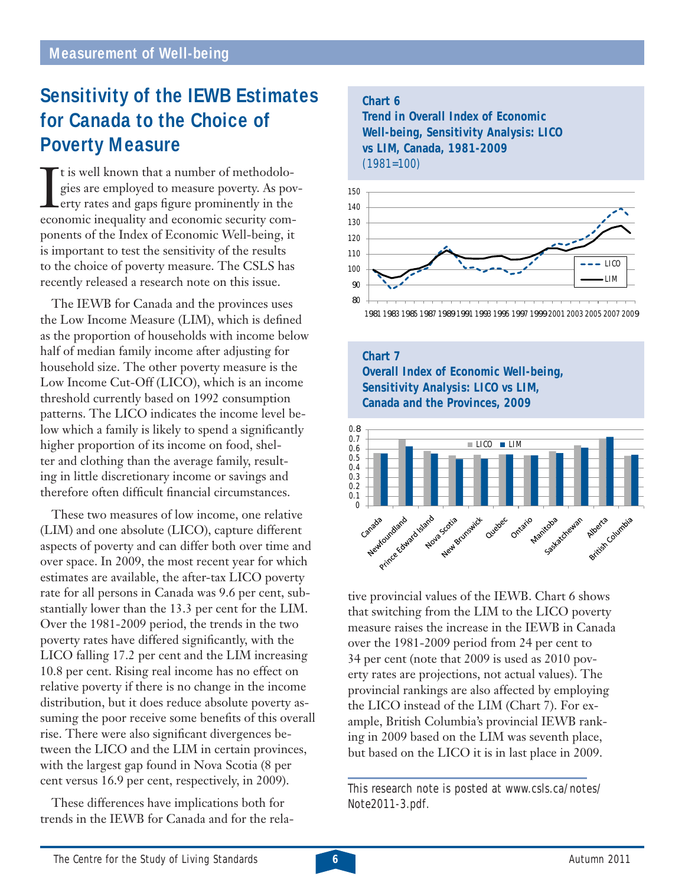## Sensitivity of the IEWB Estimates for Canada to the Choice of Poverty Measure

It is well known that a number of methodologies are employed to measure poverty. As poverty rates and gaps figure prominently in the economic inequality and economic security components of the Index of Economic Well-being, it is important to test the sensitivity of the results to the choice of poverty measure. The CSLS has recently released a research note on this issue.

The IEWB for Canada and the provinces uses the Low Income Measure (LIM), which is defined as the proportion of households with income below half of median family income after adjusting for household size. The other poverty measure is the Low Income Cut-Off (LICO), which is an income threshold currently based on 1992 consumption patterns. The LICO indicates the income level below which a family is likely to spend a significantly higher proportion of its income on food, shelter and clothing than the average family, resulting in little discretionary income or savings and therefore often difficult financial circumstances.

These two measures of low income, one relative (LIM) and one absolute (LICO), capture different aspects of poverty and can differ both over time and over space. In 2009, the most recent year for which estimates are available, the after-tax LICO poverty rate for all persons in Canada was 9.6 per cent, substantially lower than the 13.3 per cent for the LIM. Over the 1981-2009 period, the trends in the two poverty rates have differed significantly, with the LICO falling 17.2 per cent and the LIM increasing 10.8 per cent. Rising real income has no effect on relative poverty if there is no change in the income distribution, but it does reduce absolute poverty assuming the poor receive some benefits of this overall rise. There were also significant divergences between the LICO and the LIM in certain provinces, with the largest gap found in Nova Scotia (8 per cent versus 16.9 per cent, respectively, in 2009).

These differences have implications both for trends in the IEWB for Canada and for the relative provincial values of the IEWB. Chart 6 shows that switching from the LIM to the LICO poverty measure raises the increase in the IEWB in Canada over the 1981-2009 period from 24 per cent to 34 per cent (note that 2009 is used as 2010 poverty rates are projections, not actual values). The provincial rankings are also affected by employing the LICO instead of the LIM (Chart 7). For example, British Columbia's provincial IEWB ranking in 2009 based on the LIM was seventh place, but based on the LICO it is in last place in 2009.

**Chart 6**
**Trend in Overall Index of Economic Well-being, Sensitivity Analysis: LICO vs LIM, Canada, 1981-2009**
(1981=100)

**Chart 7**
**Overall Index of Economic Well-being, Sensitivity Analysis: LICO vs LIM, Canada and the Provinces, 2009**

*This research note is posted at www.csls.ca/notes/Note2011-3.pdf.*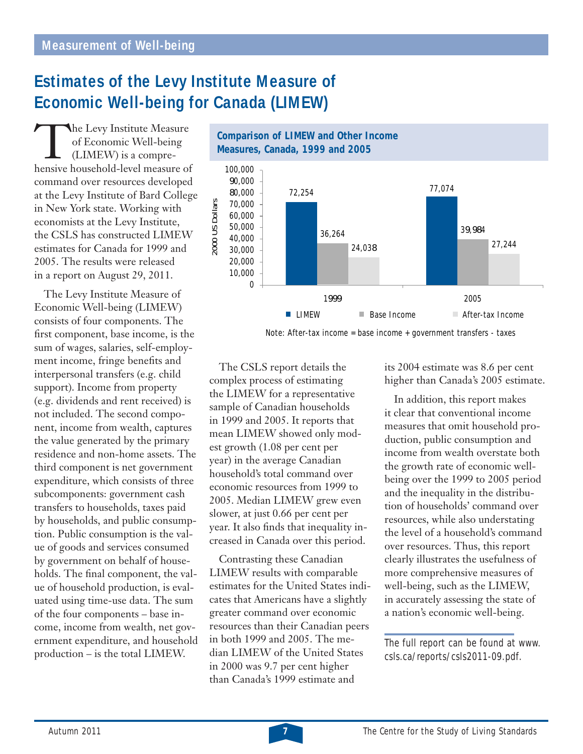# Estimates of the Levy Institute Measure of Economic Well-being for Canada (LIMEW)

The Levy Institute Measure of Economic Well-being (LIMEW) is a comprehensive household-level measure of command over resources developed at the Levy Institute of Bard College in New York state. Working with economists at the Levy Institute, the CSLS has constructed LIMEW estimates for Canada for 1999 and 2005. The results were released in a report on August 29, 2011.

The Levy Institute Measure of Economic Well-being (LIMEW) consists of four components. The first component, base income, is the sum of wages, salaries, self-employment income, fringe benefits and interpersonal transfers (e.g. child support). Income from property (e.g. dividends and rent received) is not included. The second component, income from wealth, captures the value generated by the primary residence and non-home assets. The third component is net government expenditure, which consists of three subcomponents: government cash transfers to households, taxes paid by households, and public consumption. Public consumption is the value of goods and services consumed by government on behalf of households. The final component, the value of household production, is evaluated using time-use data. The sum of the four components – base income, income from wealth, net government expenditure, and household production – is the total LIMEW.

**Comparison of LIMEW and Other Income Measures, Canada, 1999 and 2005**

(2000 US Dollars)

| | LIMEW | Base Income | After-tax Income |
|---|---|---|---|
| 1999 | 72,254 | 36,264 | 24,038 |
| 2005 | 77,074 | 39,984 | 27,244 |

Note: After-tax income = base income + government transfers - taxes

The CSLS report details the complex process of estimating the LIMEW for a representative sample of Canadian households in 1999 and 2005. It reports that mean LIMEW showed only modest growth (1.08 per cent per year) in the average Canadian household's total command over economic resources from 1999 to 2005. Median LIMEW grew even slower, at just 0.66 per cent per year. It also finds that inequality increased in Canada over this period.

Contrasting these Canadian LIMEW results with comparable estimates for the United States indicates that Americans have a slightly greater command over economic resources than their Canadian peers in both 1999 and 2005. The median LIMEW of the United States in 2000 was 9.7 per cent higher than Canada's 1999 estimate and its 2004 estimate was 8.6 per cent higher than Canada's 2005 estimate.

In addition, this report makes it clear that conventional income measures that omit household production, public consumption and income from wealth overstate both the growth rate of economic well-being over the 1999 to 2005 period and the inequality in the distribution of households' command over resources, while also understating the level of a household's command over resources. Thus, this report clearly illustrates the usefulness of more comprehensive measures of well-being, such as the LIMEW, in accurately assessing the state of a nation's economic well-being.

*The full report can be found at www.csls.ca/reports/csls2011-09.pdf.*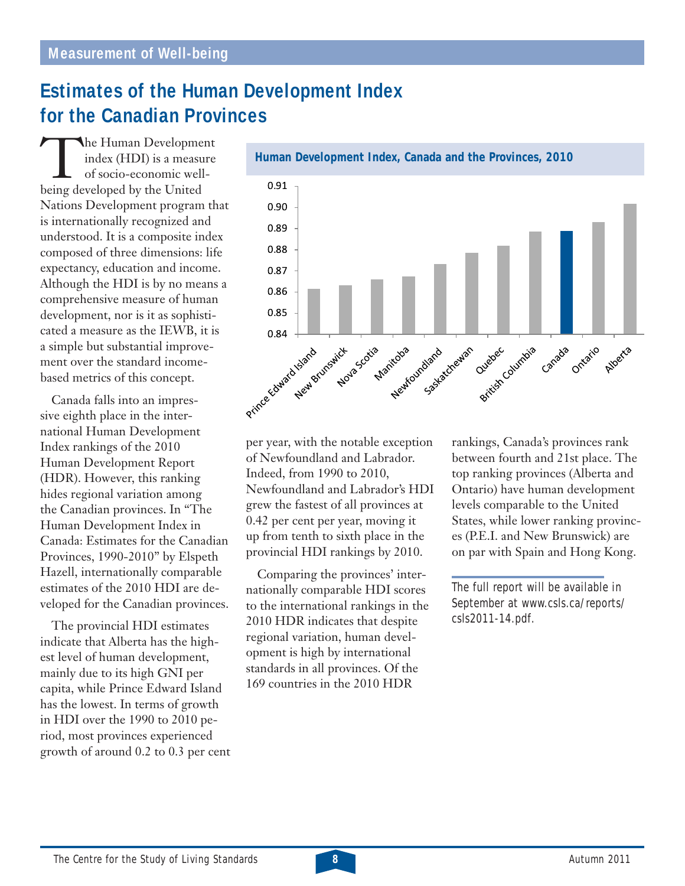## Estimates of the Human Development Index for the Canadian Provinces

The Human Development index (HDI) is a measure of socio-economic well-being developed by the United Nations Development program that is internationally recognized and understood. It is a composite index composed of three dimensions: life expectancy, education and income. Although the HDI is by no means a comprehensive measure of human development, nor is it as sophisticated a measure as the IEWB, it is a simple but substantial improvement over the standard income-based metrics of this concept.

Canada falls into an impressive eighth place in the international Human Development Index rankings of the 2010 Human Development Report (HDR). However, this ranking hides regional variation among the Canadian provinces. In "The Human Development Index in Canada: Estimates for the Canadian Provinces, 1990-2010" by Elspeth Hazell, internationally comparable estimates of the 2010 HDI are developed for the Canadian provinces.

The provincial HDI estimates indicate that Alberta has the highest level of human development, mainly due to its high GNI per capita, while Prince Edward Island has the lowest. In terms of growth in HDI over the 1990 to 2010 period, most provinces experienced growth of around 0.2 to 0.3 per cent per year, with the notable exception of Newfoundland and Labrador. Indeed, from 1990 to 2010, Newfoundland and Labrador's HDI grew the fastest of all provinces at 0.42 per cent per year, moving it up from tenth to sixth place in the provincial HDI rankings by 2010.

**Human Development Index, Canada and the Provinces, 2010**

| Region | HDI (approx.) |
|---|---|
| Prince Edward Island | 0.861 |
| New Brunswick | 0.863 |
| Nova Scotia | 0.866 |
| Manitoba | 0.867 |
| Newfoundland | 0.873 |
| Saskatchewan | 0.878 |
| Quebec | 0.882 |
| British Columbia | 0.888 |
| Canada | 0.889 |
| Ontario | 0.893 |
| Alberta | 0.902 |

Comparing the provinces' internationally comparable HDI scores to the international rankings in the 2010 HDR indicates that despite regional variation, human development is high by international standards in all provinces. Of the 169 countries in the 2010 HDR rankings, Canada's provinces rank between fourth and 21st place. The top ranking provinces (Alberta and Ontario) have human development levels comparable to the United States, while lower ranking provinces (P.E.I. and New Brunswick) are on par with Spain and Hong Kong.

*The full report will be available in September at www.csls.ca/reports/csls2011-14.pdf.*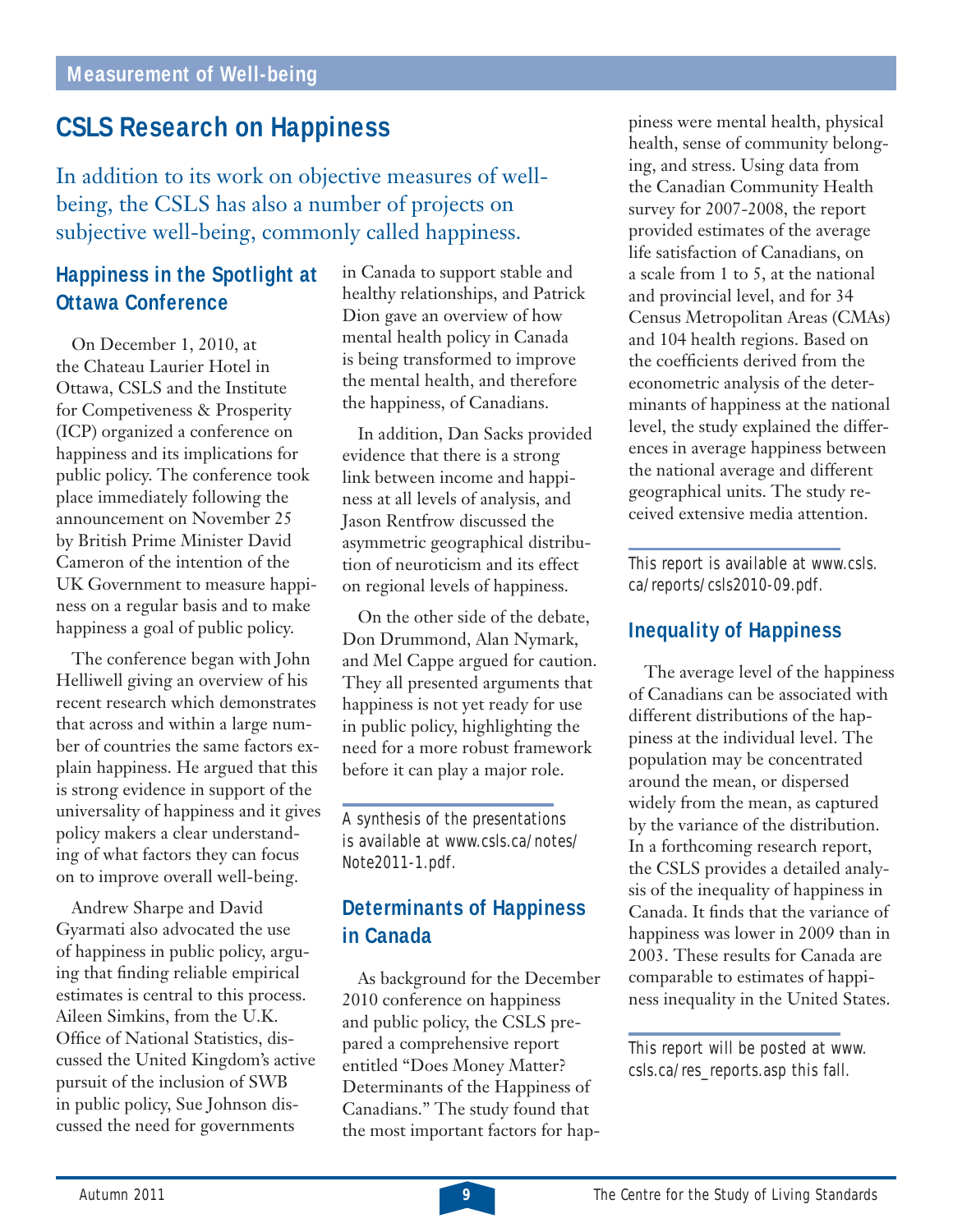# CSLS Research on Happiness

In addition to its work on objective measures of well-being, the CSLS has also a number of projects on subjective well-being, commonly called happiness.

## Happiness in the Spotlight at Ottawa Conference

On December 1, 2010, at the Chateau Laurier Hotel in Ottawa, CSLS and the Institute for Competitiveness & Prosperity (ICP) organized a conference on happiness and its implications for public policy. The conference took place immediately following the announcement on November 25 by British Prime Minister David Cameron of the intention of the UK Government to measure happiness on a regular basis and to make happiness a goal of public policy.

The conference began with John Helliwell giving an overview of his recent research which demonstrates that across and within a large number of countries the same factors explain happiness. He argued that this is strong evidence in support of the universality of happiness and it gives policy makers a clear understanding of what factors they can focus on to improve overall well-being.

Andrew Sharpe and David Gyarmati also advocated the use of happiness in public policy, arguing that finding reliable empirical estimates is central to this process. Aileen Simkins, from the U.K. Office of National Statistics, discussed the United Kingdom's active pursuit of the inclusion of SWB in public policy, Sue Johnson discussed the need for governments in Canada to support stable and healthy relationships, and Patrick Dion gave an overview of how mental health policy in Canada is being transformed to improve the mental health, and therefore the happiness, of Canadians.

In addition, Dan Sacks provided evidence that there is a strong link between income and happiness at all levels of analysis, and Jason Rentfrow discussed the asymmetric geographical distribution of neuroticism and its effect on regional levels of happiness.

On the other side of the debate, Don Drummond, Alan Nymark, and Mel Cappe argued for caution. They all presented arguments that happiness is not yet ready for use in public policy, highlighting the need for a more robust framework before it can play a major role.

*A synthesis of the presentations is available at www.csls.ca/notes/Note2011-1.pdf.*

## Determinants of Happiness in Canada

As background for the December 2010 conference on happiness and public policy, the CSLS prepared a comprehensive report entitled "Does Money Matter? Determinants of the Happiness of Canadians." The study found that the most important factors for happiness were mental health, physical health, sense of community belonging, and stress. Using data from the Canadian Community Health survey for 2007-2008, the report provided estimates of the average life satisfaction of Canadians, on a scale from 1 to 5, at the national and provincial level, and for 34 Census Metropolitan Areas (CMAs) and 104 health regions. Based on the coefficients derived from the econometric analysis of the determinants of happiness at the national level, the study explained the differences in average happiness between the national average and different geographical units. The study received extensive media attention.

*This report is available at www.csls.ca/reports/csls2010-09.pdf.*

## Inequality of Happiness

The average level of the happiness of Canadians can be associated with different distributions of the happiness at the individual level. The population may be concentrated around the mean, or dispersed widely from the mean, as captured by the variance of the distribution. In a forthcoming research report, the CSLS provides a detailed analysis of the inequality of happiness in Canada. It finds that the variance of happiness was lower in 2009 than in 2003. These results for Canada are comparable to estimates of happiness inequality in the United States.

*This report will be posted at www.csls.ca/res_reports.asp this fall.*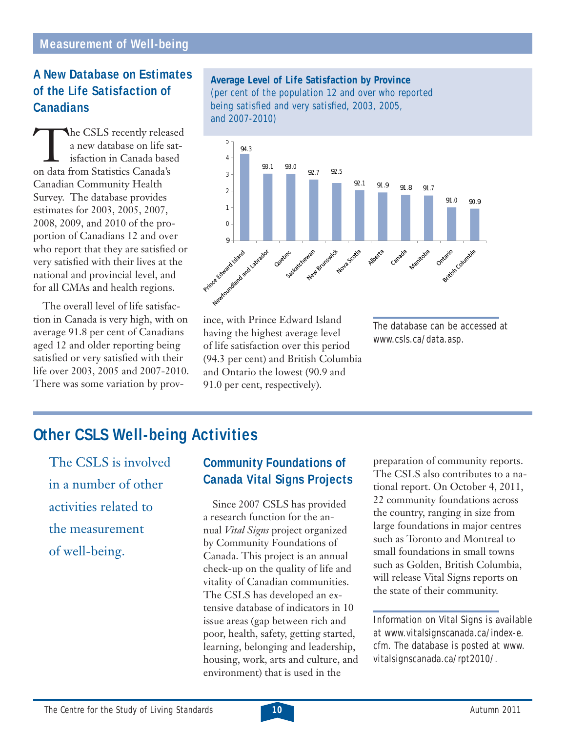## Measurement of Well-being

### A New Database on Estimates of the Life Satisfaction of Canadians

The CSLS recently released a new database on life satisfaction in Canada based on data from Statistics Canada's Canadian Community Health Survey. The database provides estimates for 2003, 2005, 2007, 2008, 2009, and 2010 of the proportion of Canadians 12 and over who report that they are satisfied or very satisfied with their lives at the national and provincial level, and for all CMAs and health regions.

The overall level of life satisfaction in Canada is very high, with on average 91.8 per cent of Canadians aged 12 and older reporting being satisfied or very satisfied with their life over 2003, 2005 and 2007-2010. There was some variation by province, with Prince Edward Island having the highest average level of life satisfaction over this period (94.3 per cent) and British Columbia and Ontario the lowest (90.9 and 91.0 per cent, respectively).

**Average Level of Life Satisfaction by Province**
*(per cent of the population 12 and over who reported being satisfied and very satisfied, 2003, 2005, and 2007-2010)*

| Province | Per cent |
|---|---|
| Prince Edward Island | 94.3 |
| Newfoundland and Labrador | 93.1 |
| Quebec | 93.0 |
| Saskatchewan | 92.7 |
| New Brunswick | 92.5 |
| Nova Scotia | 92.1 |
| Alberta | 91.9 |
| Canada | 91.8 |
| Manitoba | 91.7 |
| Ontario | 91.0 |
| British Columbia | 90.9 |

The database can be accessed at www.csls.ca/data.asp.

## Other CSLS Well-being Activities

The CSLS is involved in a number of other activities related to the measurement of well-being.

### Community Foundations of Canada Vital Signs Projects

Since 2007 CSLS has provided a research function for the annual *Vital Signs* project organized by Community Foundations of Canada. This project is an annual check-up on the quality of life and vitality of Canadian communities. The CSLS has developed an extensive database of indicators in 10 issue areas (gap between rich and poor, health, safety, getting started, learning, belonging and leadership, housing, work, arts and culture, and environment) that is used in the preparation of community reports. The CSLS also contributes to a national report. On October 4, 2011, 22 community foundations across the country, ranging in size from large foundations in major centres such as Toronto and Montreal to small foundations in small towns such as Golden, British Columbia, will release Vital Signs reports on the state of their community.

Information on Vital Signs is available at www.vitalsignscanada.ca/index-e.cfm. The database is posted at www.vitalsignscanada.ca/rpt2010/.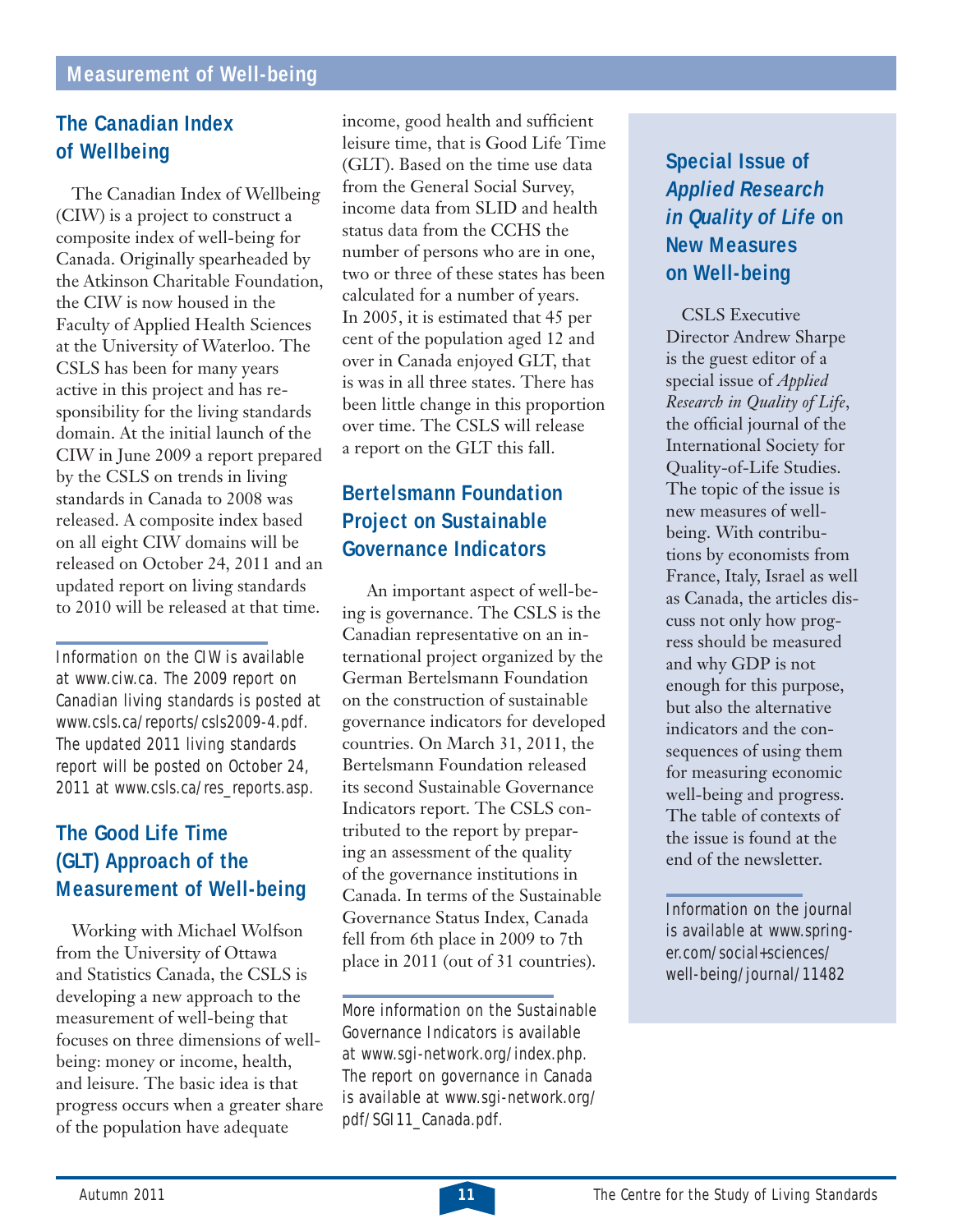## Measurement of Well-being

### The Canadian Index of Wellbeing

The Canadian Index of Wellbeing (CIW) is a project to construct a composite index of well-being for Canada. Originally spearheaded by the Atkinson Charitable Foundation, the CIW is now housed in the Faculty of Applied Health Sciences at the University of Waterloo. The CSLS has been for many years active in this project and has responsibility for the living standards domain. At the initial launch of the CIW in June 2009 a report prepared by the CSLS on trends in living standards in Canada to 2008 was released. A composite index based on all eight CIW domains will be released on October 24, 2011 and an updated report on living standards to 2010 will be released at that time.

Information on the CIW is available at www.ciw.ca. The 2009 report on Canadian living standards is posted at www.csls.ca/reports/csls2009-4.pdf. The updated 2011 living standards report will be posted on October 24, 2011 at www.csls.ca/res_reports.asp.

### The Good Life Time (GLT) Approach of the Measurement of Well-being

Working with Michael Wolfson from the University of Ottawa and Statistics Canada, the CSLS is developing a new approach to the measurement of well-being that focuses on three dimensions of well-being: money or income, health, and leisure. The basic idea is that progress occurs when a greater share of the population have adequate income, good health and sufficient leisure time, that is Good Life Time (GLT). Based on the time use data from the General Social Survey, income data from SLID and health status data from the CCHS the number of persons who are in one, two or three of these states has been calculated for a number of years. In 2005, it is estimated that 45 per cent of the population aged 12 and over in Canada enjoyed GLT, that is was in all three states. There has been little change in this proportion over time. The CSLS will release a report on the GLT this fall.

### Bertelsmann Foundation Project on Sustainable Governance Indicators

An important aspect of well-being is governance. The CSLS is the Canadian representative on an international project organized by the German Bertelsmann Foundation on the construction of sustainable governance indicators for developed countries. On March 31, 2011, the Bertelsmann Foundation released its second Sustainable Governance Indicators report. The CSLS contributed to the report by preparing an assessment of the quality of the governance institutions in Canada. In terms of the Sustainable Governance Status Index, Canada fell from 6th place in 2009 to 7th place in 2011 (out of 31 countries).

More information on the Sustainable Governance Indicators is available at www.sgi-network.org/index.php. The report on governance in Canada is available at www.sgi-network.org/pdf/SGI11_Canada.pdf.

### Special Issue of *Applied Research in Quality of Life* on New Measures on Well-being

CSLS Executive Director Andrew Sharpe is the guest editor of a special issue of *Applied Research in Quality of Life*, the official journal of the International Society for Quality-of-Life Studies. The topic of the issue is new measures of well-being. With contributions by economists from France, Italy, Israel as well as Canada, the articles discuss not only how progress should be measured and why GDP is not enough for this purpose, but also the alternative indicators and the consequences of using them for measuring economic well-being and progress. The table of contexts of the issue is found at the end of the newsletter.

Information on the journal is available at www.springer.com/social+sciences/well-being/journal/11482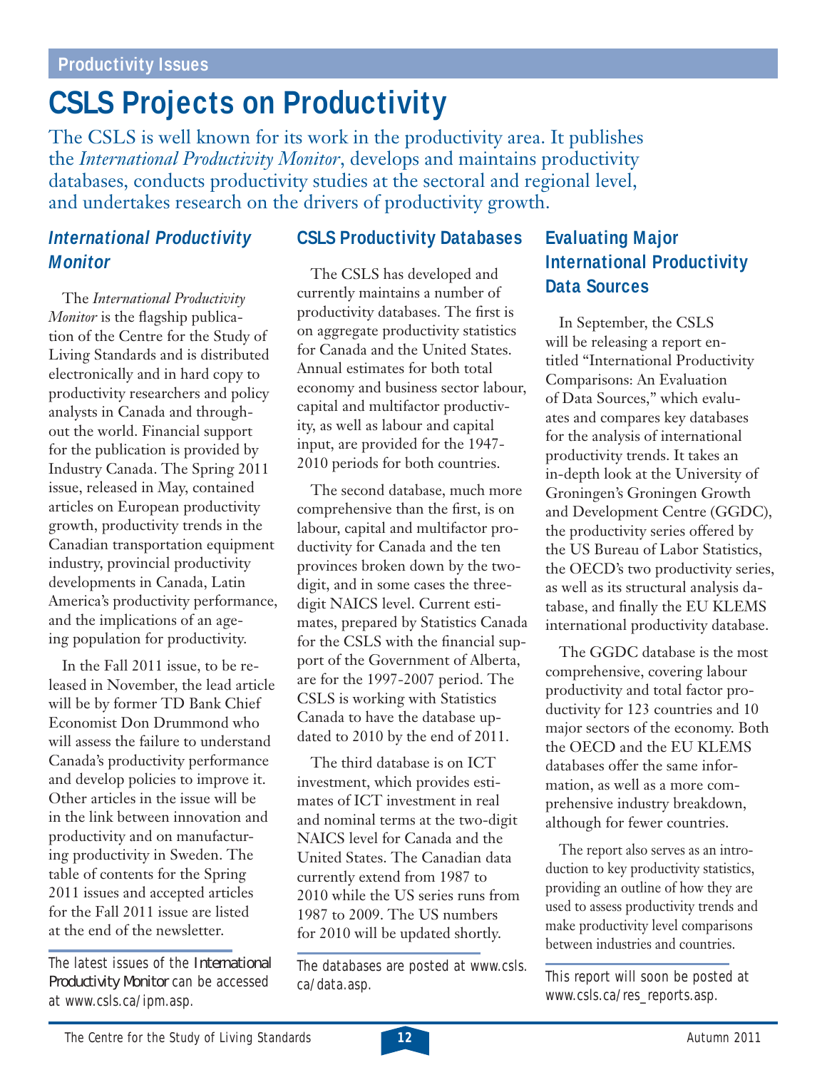Productivity Issues

# CSLS Projects on Productivity

The CSLS is well known for its work in the productivity area. It publishes the *International Productivity Monitor*, develops and maintains productivity databases, conducts productivity studies at the sectoral and regional level, and undertakes research on the drivers of productivity growth.

## *International Productivity Monitor*

The *International Productivity Monitor* is the flagship publication of the Centre for the Study of Living Standards and is distributed electronically and in hard copy to productivity researchers and policy analysts in Canada and throughout the world. Financial support for the publication is provided by Industry Canada. The Spring 2011 issue, released in May, contained articles on European productivity growth, productivity trends in the Canadian transportation equipment industry, provincial productivity developments in Canada, Latin America's productivity performance, and the implications of an ageing population for productivity.

In the Fall 2011 issue, to be released in November, the lead article will be by former TD Bank Chief Economist Don Drummond who will assess the failure to understand Canada's productivity performance and develop policies to improve it. Other articles in the issue will be in the link between innovation and productivity and on manufacturing productivity in Sweden. The table of contents for the Spring 2011 issues and accepted articles for the Fall 2011 issue are listed at the end of the newsletter.

*The latest issues of the International Productivity Monitor can be accessed at www.csls.ca/ipm.asp.*

## CSLS Productivity Databases

The CSLS has developed and currently maintains a number of productivity databases. The first is on aggregate productivity statistics for Canada and the United States. Annual estimates for both total economy and business sector labour, capital and multifactor productivity, as well as labour and capital input, are provided for the 1947-2010 periods for both countries.

The second database, much more comprehensive than the first, is on labour, capital and multifactor productivity for Canada and the ten provinces broken down by the two-digit, and in some cases the three-digit NAICS level. Current estimates, prepared by Statistics Canada for the CSLS with the financial support of the Government of Alberta, are for the 1997-2007 period. The CSLS is working with Statistics Canada to have the database updated to 2010 by the end of 2011.

The third database is on ICT investment, which provides estimates of ICT investment in real and nominal terms at the two-digit NAICS level for Canada and the United States. The Canadian data currently extend from 1987 to 2010 while the US series runs from 1987 to 2009. The US numbers for 2010 will be updated shortly.

*The databases are posted at www.csls.ca/data.asp.*

## Evaluating Major International Productivity Data Sources

In September, the CSLS will be releasing a report entitled "International Productivity Comparisons: An Evaluation of Data Sources," which evaluates and compares key databases for the analysis of international productivity trends. It takes an in-depth look at the University of Groningen's Groningen Growth and Development Centre (GGDC), the productivity series offered by the US Bureau of Labor Statistics, the OECD's two productivity series, as well as its structural analysis database, and finally the EU KLEMS international productivity database.

The GGDC database is the most comprehensive, covering labour productivity and total factor productivity for 123 countries and 10 major sectors of the economy. Both the OECD and the EU KLEMS databases offer the same information, as well as a more comprehensive industry breakdown, although for fewer countries.

The report also serves as an introduction to key productivity statistics, providing an outline of how they are used to assess productivity trends and make productivity level comparisons between industries and countries.

*This report will soon be posted at www.csls.ca/res_reports.asp.*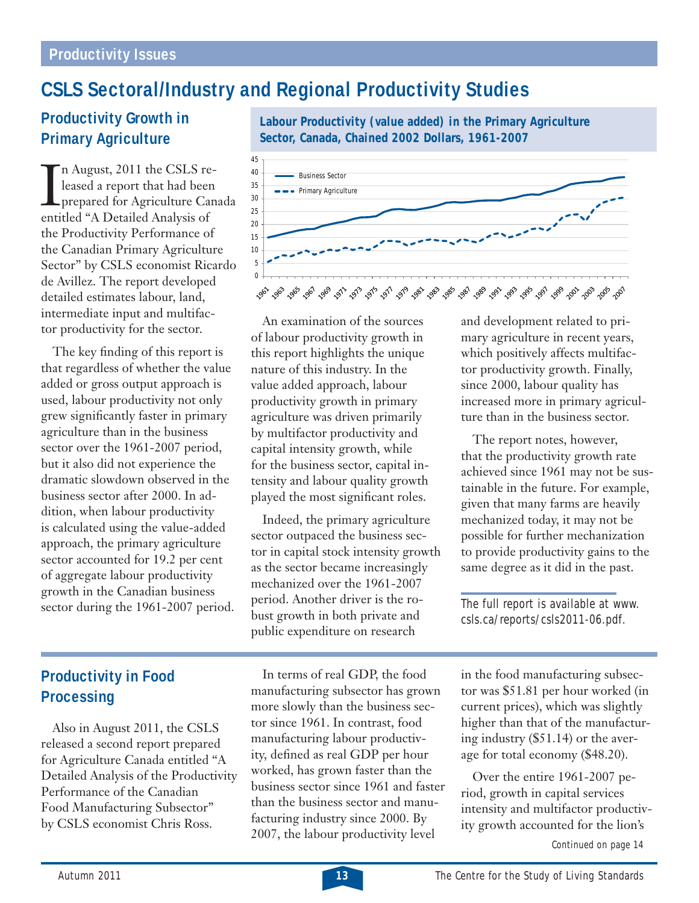## Productivity Issues

# CSLS Sectoral/Industry and Regional Productivity Studies

## Productivity Growth in Primary Agriculture

In August, 2011 the CSLS released a report that had been prepared for Agriculture Canada entitled "A Detailed Analysis of the Productivity Performance of the Canadian Primary Agriculture Sector" by CSLS economist Ricardo de Avillez. The report developed detailed estimates labour, land, intermediate input and multifactor productivity for the sector.

The key finding of this report is that regardless of whether the value added or gross output approach is used, labour productivity not only grew significantly faster in primary agriculture than in the business sector over the 1961-2007 period, but it also did not experience the dramatic slowdown observed in the business sector after 2000. In addition, when labour productivity is calculated using the value-added approach, the primary agriculture sector accounted for 19.2 per cent of aggregate labour productivity growth in the Canadian business sector during the 1961-2007 period.

**Labour Productivity (value added) in the Primary Agriculture Sector, Canada, Chained 2002 Dollars, 1961-2007**

An examination of the sources of labour productivity growth in this report highlights the unique nature of this industry. In the value added approach, labour productivity growth in primary agriculture was driven primarily by multifactor productivity and capital intensity growth, while for the business sector, capital intensity and labour quality growth played the most significant roles.

Indeed, the primary agriculture sector outpaced the business sector in capital stock intensity growth as the sector became increasingly mechanized over the 1961-2007 period. Another driver is the robust growth in both private and public expenditure on research and development related to primary agriculture in recent years, which positively affects multifactor productivity growth. Finally, since 2000, labour quality has increased more in primary agriculture than in the business sector.

The report notes, however, that the productivity growth rate achieved since 1961 may not be sustainable in the future. For example, given that many farms are heavily mechanized today, it may not be possible for further mechanization to provide productivity gains to the same degree as it did in the past.

*The full report is available at www.csls.ca/reports/csls2011-06.pdf.*

## Productivity in Food Processing

Also in August 2011, the CSLS released a second report prepared for Agriculture Canada entitled "A Detailed Analysis of the Productivity Performance of the Canadian Food Manufacturing Subsector" by CSLS economist Chris Ross.

In terms of real GDP, the food manufacturing subsector has grown more slowly than the business sector since 1961. In contrast, food manufacturing labour productivity, defined as real GDP per hour worked, has grown faster than the business sector since 1961 and faster than the business sector and manufacturing industry since 2000. By 2007, the labour productivity level in the food manufacturing subsector was $51.81 per hour worked (in current prices), which was slightly higher than that of the manufacturing industry ($51.14) or the average for total economy ($48.20).

Over the entire 1961-2007 period, growth in capital services intensity and multifactor productivity growth accounted for the lion's

*Continued on page 14*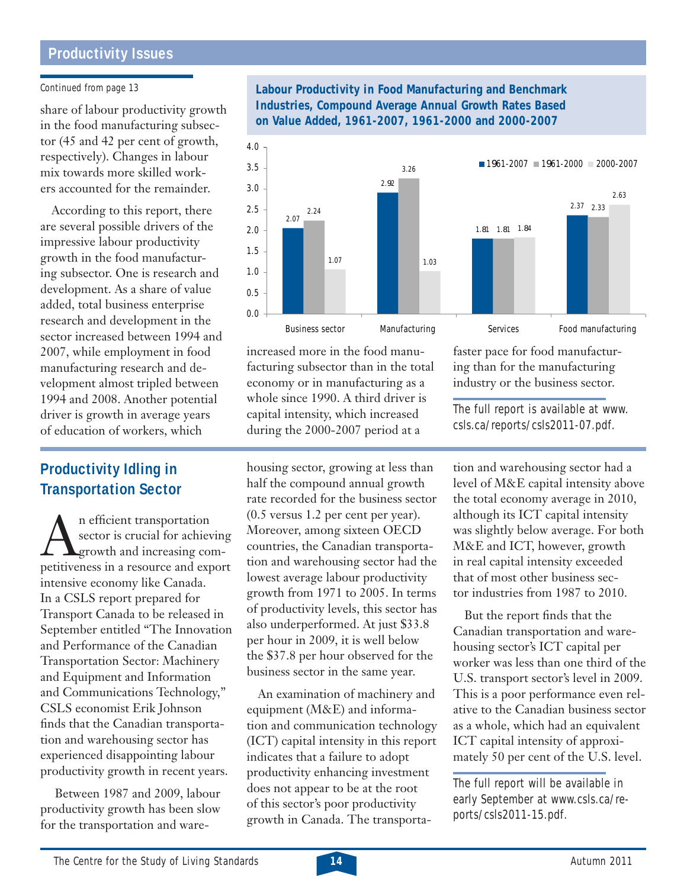*Continued from page 13*

share of labour productivity growth in the food manufacturing subsector (45 and 42 per cent of growth, respectively). Changes in labour mix towards more skilled workers accounted for the remainder.

According to this report, there are several possible drivers of the impressive labour productivity growth in the food manufacturing subsector. One is research and development. As a share of value added, total business enterprise research and development in the sector increased between 1994 and 2007, while employment in food manufacturing research and development almost tripled between 1994 and 2008. Another potential driver is growth in average years of education of workers, which increased more in the food manufacturing subsector than in the total economy or in manufacturing as a whole since 1990. A third driver is capital intensity, which increased during the 2000-2007 period at a faster pace for food manufacturing than for the manufacturing industry or the business sector.

**Labour Productivity in Food Manufacturing and Benchmark Industries, Compound Average Annual Growth Rates Based on Value Added, 1961-2007, 1961-2000 and 2000-2007**

| | 1961-2007 | 1961-2000 | 2000-2007 |
|---|---|---|---|
| Business sector | 2.07 | 2.24 | 1.07 |
| Manufacturing | 2.92 | 3.26 | 1.03 |
| Services | 1.81 | 1.81 | 1.84 |
| Food manufacturing | 2.37 | 2.33 | 2.63 |

The full report is available at www.csls.ca/reports/csls2011-07.pdf.

## Productivity Idling in Transportation Sector

An efficient transportation sector is crucial for achieving growth and increasing competitiveness in a resource and export intensive economy like Canada. In a CSLS report prepared for Transport Canada to be released in September entitled "The Innovation and Performance of the Canadian Transportation Sector: Machinery and Equipment and Information and Communications Technology," CSLS economist Erik Johnson finds that the Canadian transportation and warehousing sector has experienced disappointing labour productivity growth in recent years.

Between 1987 and 2009, labour productivity growth has been slow for the transportation and warehousing sector, growing at less than half the compound annual growth rate recorded for the business sector (0.5 versus 1.2 per cent per year). Moreover, among sixteen OECD countries, the Canadian transportation and warehousing sector had the lowest average labour productivity growth from 1971 to 2005. In terms of productivity levels, this sector has also underperformed. At just $33.8 per hour in 2009, it is well below the $37.8 per hour observed for the business sector in the same year.

An examination of machinery and equipment (M&E) and information and communication technology (ICT) capital intensity in this report indicates that a failure to adopt productivity enhancing investment does not appear to be at the root of this sector's poor productivity growth in Canada. The transportation and warehousing sector had a level of M&E capital intensity above the total economy average in 2010, although its ICT capital intensity was slightly below average. For both M&E and ICT, however, growth in real capital intensity exceeded that of most other business sector industries from 1987 to 2010.

But the report finds that the Canadian transportation and warehousing sector's ICT capital per worker was less than one third of the U.S. transport sector's level in 2009. This is a poor performance even relative to the Canadian business sector as a whole, which had an equivalent ICT capital intensity of approximately 50 per cent of the U.S. level.

The full report will be available in early September at www.csls.ca/reports/csls2011-15.pdf.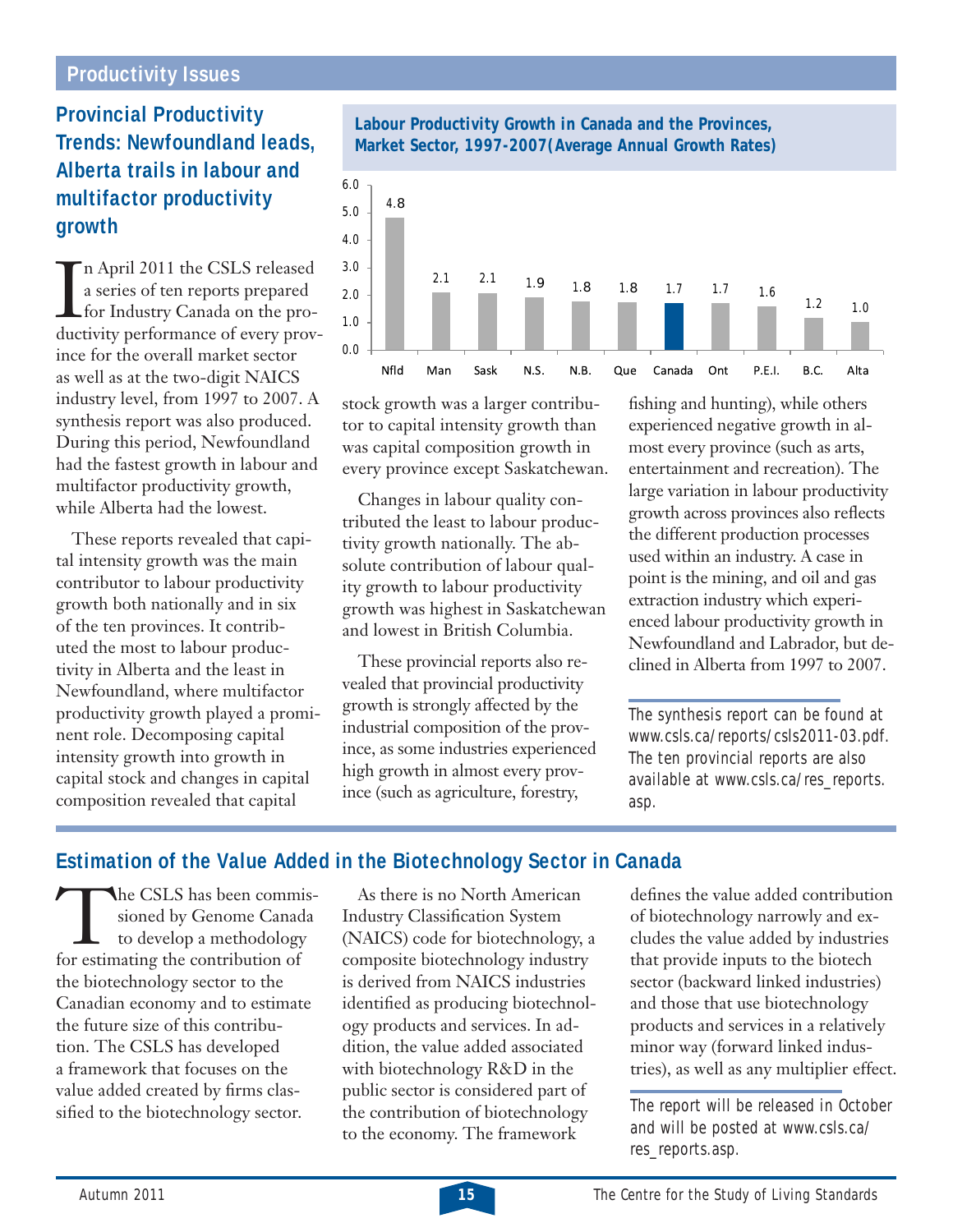## Provincial Productivity Trends: Newfoundland leads, Alberta trails in labour and multifactor productivity growth

In April 2011 the CSLS released a series of ten reports prepared for Industry Canada on the productivity performance of every province for the overall market sector as well as at the two-digit NAICS industry level, from 1997 to 2007. A synthesis report was also produced. During this period, Newfoundland had the fastest growth in labour and multifactor productivity growth, while Alberta had the lowest.

**Labour Productivity Growth in Canada and the Provinces, Market Sector, 1997-2007(Average Annual Growth Rates)**

| Nfld | Man | Sask | N.S. | N.B. | Que | Canada | Ont | P.E.I. | B.C. | Alta |
|---|---|---|---|---|---|---|---|---|---|---|
| 4.8 | 2.1 | 2.1 | 1.9 | 1.8 | 1.8 | 1.7 | 1.7 | 1.6 | 1.2 | 1.0 |

These reports revealed that capital intensity growth was the main contributor to labour productivity growth both nationally and in six of the ten provinces. It contributed the most to labour productivity in Alberta and the least in Newfoundland, where multifactor productivity growth played a prominent role. Decomposing capital intensity growth into growth in capital stock and changes in capital composition revealed that capital stock growth was a larger contributor to capital intensity growth than was capital composition growth in every province except Saskatchewan.

Changes in labour quality contributed the least to labour productivity growth nationally. The absolute contribution of labour quality growth to labour productivity growth was highest in Saskatchewan and lowest in British Columbia.

These provincial reports also revealed that provincial productivity growth is strongly affected by the industrial composition of the province, as some industries experienced high growth in almost every province (such as agriculture, forestry, fishing and hunting), while others experienced negative growth in almost every province (such as arts, entertainment and recreation). The large variation in labour productivity growth across provinces also reflects the different production processes used within an industry. A case in point is the mining, and oil and gas extraction industry which experienced labour productivity growth in Newfoundland and Labrador, but declined in Alberta from 1997 to 2007.

*The synthesis report can be found at www.csls.ca/reports/csls2011-03.pdf. The ten provincial reports are also available at www.csls.ca/res_reports.asp.*

## Estimation of the Value Added in the Biotechnology Sector in Canada

The CSLS has been commissioned by Genome Canada to develop a methodology for estimating the contribution of the biotechnology sector to the Canadian economy and to estimate the future size of this contribution. The CSLS has developed a framework that focuses on the value added created by firms classified to the biotechnology sector.

As there is no North American Industry Classification System (NAICS) code for biotechnology, a composite biotechnology industry is derived from NAICS industries identified as producing biotechnology products and services. In addition, the value added associated with biotechnology R&D in the public sector is considered part of the contribution of biotechnology to the economy. The framework defines the value added contribution of biotechnology narrowly and excludes the value added by industries that provide inputs to the biotech sector (backward linked industries) and those that use biotechnology products and services in a relatively minor way (forward linked industries), as well as any multiplier effect.

*The report will be released in October and will be posted at www.csls.ca/res_reports.asp.*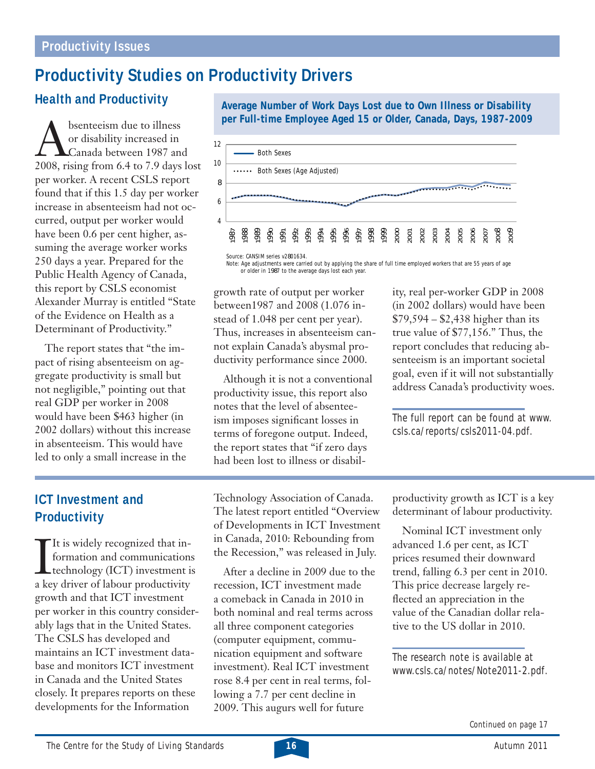## Productivity Issues

# Productivity Studies on Productivity Drivers

## Health and Productivity

Absenteeism due to illness or disability increased in Canada between 1987 and 2008, rising from 6.4 to 7.9 days lost per worker. A recent CSLS report found that if this 1.5 day per worker increase in absenteeism had not occurred, output per worker would have been 0.6 per cent higher, assuming the average worker works 250 days a year. Prepared for the Public Health Agency of Canada, this report by CSLS economist Alexander Murray is entitled "State of the Evidence on Health as a Determinant of Productivity."

The report states that "the impact of rising absenteeism on aggregate productivity is small but not negligible," pointing out that real GDP per worker in 2008 would have been $463 higher (in 2002 dollars) without this increase in absenteeism. This would have led to only a small increase in the growth rate of output per worker between1987 and 2008 (1.076 instead of 1.048 per cent per year). Thus, increases in absenteeism cannot explain Canada's abysmal productivity performance since 2000.

Although it is not a conventional productivity issue, this report also notes that the level of absenteeism imposes significant losses in terms of foregone output. Indeed, the report states that "if zero days had been lost to illness or disability, real per-worker GDP in 2008 (in 2002 dollars) would have been $79,594 – $2,438 higher than its true value of $77,156." Thus, the report concludes that reducing absenteeism is an important societal goal, even if it will not substantially address Canada's productivity woes.

The full report can be found at www.csls.ca/reports/csls2011-04.pdf.

**Average Number of Work Days Lost due to Own Illness or Disability per Full-time Employee Aged 15 or Older, Canada, Days, 1987-2009**

Source: CANSIM series v2801634.
Note: Age adjustments were carried out by applying the share of full time employed workers that are 55 years of age or older in 1987 to the average days lost each year.

## ICT Investment and Productivity

It is widely recognized that information and communications technology (ICT) investment is a key driver of labour productivity growth and that ICT investment per worker in this country considerably lags that in the United States. The CSLS has developed and maintains an ICT investment database and monitors ICT investment in Canada and the United States closely. It prepares reports on these developments for the Information Technology Association of Canada. The latest report entitled "Overview of Developments in ICT Investment in Canada, 2010: Rebounding from the Recession," was released in July.

After a decline in 2009 due to the recession, ICT investment made a comeback in Canada in 2010 in both nominal and real terms across all three component categories (computer equipment, communication equipment and software investment). Real ICT investment rose 8.4 per cent in real terms, following a 7.7 per cent decline in 2009. This augurs well for future productivity growth as ICT is a key determinant of labour productivity.

Nominal ICT investment only advanced 1.6 per cent, as ICT prices resumed their downward trend, falling 6.3 per cent in 2010. This price decrease largely reflected an appreciation in the value of the Canadian dollar relative to the US dollar in 2010.

The research note is available at www.csls.ca/notes/Note2011-2.pdf.

Continued on page 17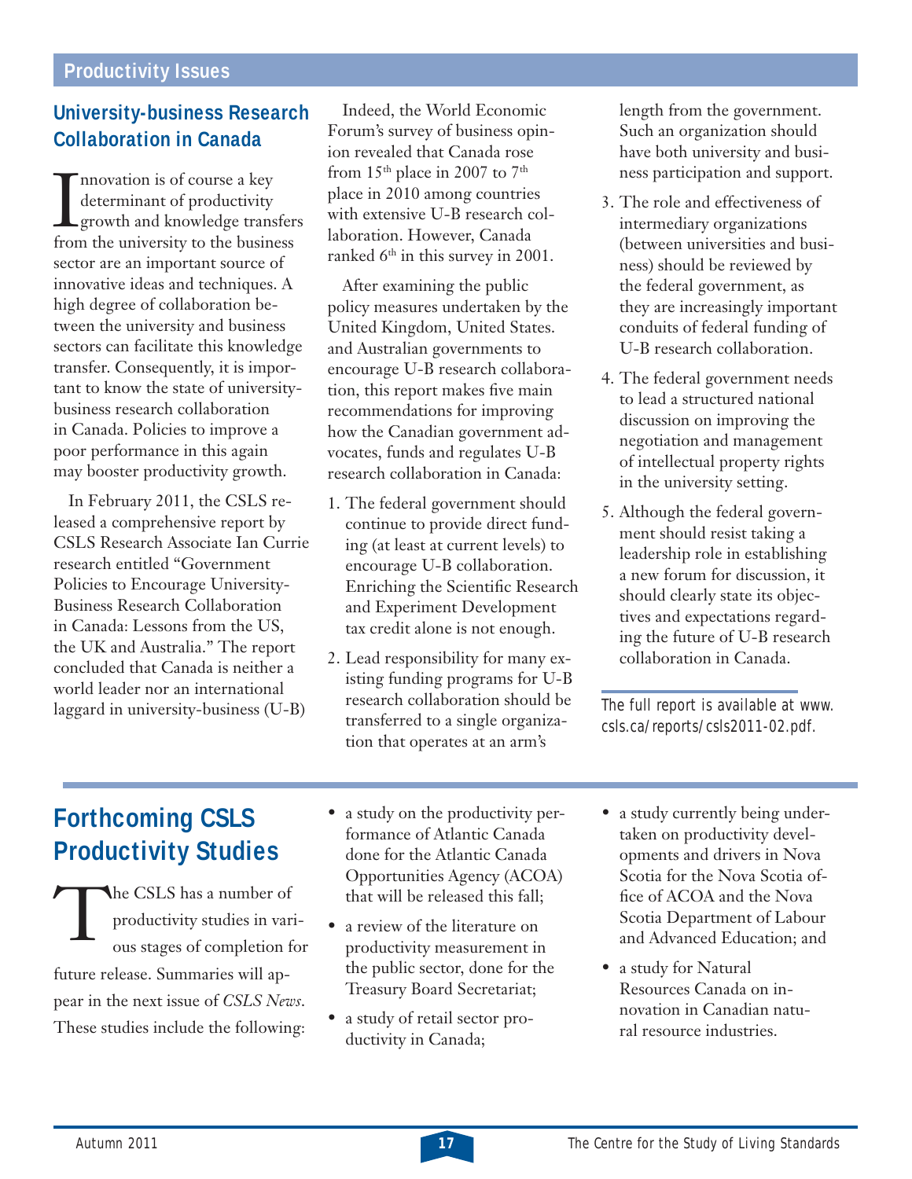## Productivity Issues

### University-business Research Collaboration in Canada

Innovation is of course a key determinant of productivity growth and knowledge transfers from the university to the business sector are an important source of innovative ideas and techniques. A high degree of collaboration between the university and business sectors can facilitate this knowledge transfer. Consequently, it is important to know the state of university-business research collaboration in Canada. Policies to improve a poor performance in this again may booster productivity growth.

In February 2011, the CSLS released a comprehensive report by CSLS Research Associate Ian Currie research entitled "Government Policies to Encourage University-Business Research Collaboration in Canada: Lessons from the US, the UK and Australia." The report concluded that Canada is neither a world leader nor an international laggard in university-business (U-B)

Indeed, the World Economic Forum's survey of business opinion revealed that Canada rose from 15th place in 2007 to 7th place in 2010 among countries with extensive U-B research collaboration. However, Canada ranked 6th in this survey in 2001.

After examining the public policy measures undertaken by the United Kingdom, United States. and Australian governments to encourage U-B research collaboration, this report makes five main recommendations for improving how the Canadian government advocates, funds and regulates U-B research collaboration in Canada:

1. The federal government should continue to provide direct funding (at least at current levels) to encourage U-B collaboration. Enriching the Scientific Research and Experiment Development tax credit alone is not enough.
2. Lead responsibility for many existing funding programs for U-B research collaboration should be transferred to a single organization that operates at an arm's length from the government. Such an organization should have both university and business participation and support.
3. The role and effectiveness of intermediary organizations (between universities and business) should be reviewed by the federal government, as they are increasingly important conduits of federal funding of U-B research collaboration.
4. The federal government needs to lead a structured national discussion on improving the negotiation and management of intellectual property rights in the university setting.
5. Although the federal government should resist taking a leadership role in establishing a new forum for discussion, it should clearly state its objectives and expectations regarding the future of U-B research collaboration in Canada.

*The full report is available at www.csls.ca/reports/csls2011-02.pdf.*

### Forthcoming CSLS Productivity Studies

The CSLS has a number of productivity studies in various stages of completion for future release. Summaries will appear in the next issue of *CSLS News*. These studies include the following:

- a study on the productivity performance of Atlantic Canada done for the Atlantic Canada Opportunities Agency (ACOA) that will be released this fall;
- a review of the literature on productivity measurement in the public sector, done for the Treasury Board Secretariat;
- a study of retail sector productivity in Canada;
- a study currently being undertaken on productivity developments and drivers in Nova Scotia for the Nova Scotia office of ACOA and the Nova Scotia Department of Labour and Advanced Education; and
- a study for Natural Resources Canada on innovation in Canadian natural resource industries.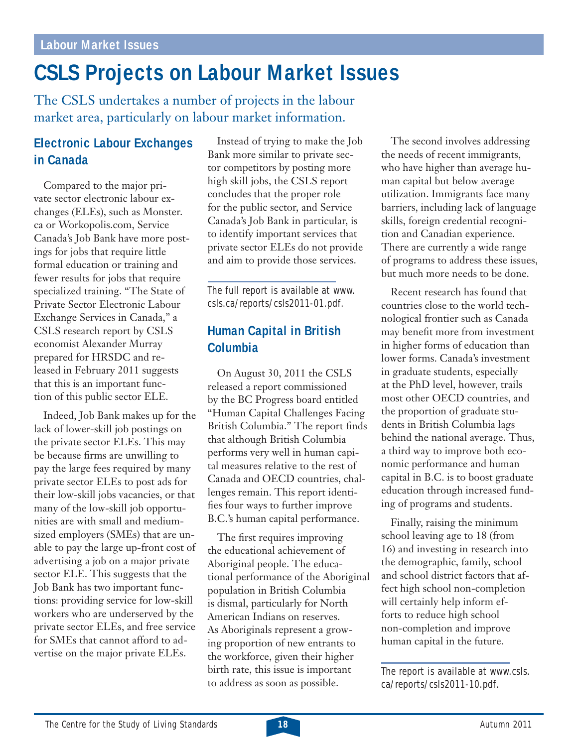# CSLS Projects on Labour Market Issues

The CSLS undertakes a number of projects in the labour market area, particularly on labour market information.

## Electronic Labour Exchanges in Canada

Compared to the major private sector electronic labour exchanges (ELEs), such as Monster.ca or Workopolis.com, Service Canada's Job Bank have more postings for jobs that require little formal education or training and fewer results for jobs that require specialized training. "The State of Private Sector Electronic Labour Exchange Services in Canada," a CSLS research report by CSLS economist Alexander Murray prepared for HRSDC and released in February 2011 suggests that this is an important function of this public sector ELE.

Indeed, Job Bank makes up for the lack of lower-skill job postings on the private sector ELEs. This may be because firms are unwilling to pay the large fees required by many private sector ELEs to post ads for their low-skill jobs vacancies, or that many of the low-skill job opportunities are with small and medium-sized employers (SMEs) that are unable to pay the large up-front cost of advertising a job on a major private sector ELE. This suggests that the Job Bank has two important functions: providing service for low-skill workers who are underserved by the private sector ELEs, and free service for SMEs that cannot afford to advertise on the major private ELEs.

Instead of trying to make the Job Bank more similar to private sector competitors by posting more high skill jobs, the CSLS report concludes that the proper role for the public sector, and Service Canada's Job Bank in particular, is to identify important services that private sector ELEs do not provide and aim to provide those services.

*The full report is available at www.csls.ca/reports/csls2011-01.pdf.*

## Human Capital in British Columbia

On August 30, 2011 the CSLS released a report commissioned by the BC Progress board entitled "Human Capital Challenges Facing British Columbia." The report finds that although British Columbia performs very well in human capital measures relative to the rest of Canada and OECD countries, challenges remain. This report identifies four ways to further improve B.C.'s human capital performance.

The first requires improving the educational achievement of Aboriginal people. The educational performance of the Aboriginal population in British Columbia is dismal, particularly for North American Indians on reserves. As Aboriginals represent a growing proportion of new entrants to the workforce, given their higher birth rate, this issue is important to address as soon as possible.

The second involves addressing the needs of recent immigrants, who have higher than average human capital but below average utilization. Immigrants face many barriers, including lack of language skills, foreign credential recognition and Canadian experience. There are currently a wide range of programs to address these issues, but much more needs to be done.

Recent research has found that countries close to the world technological frontier such as Canada may benefit more from investment in higher forms of education than lower forms. Canada's investment in graduate students, especially at the PhD level, however, trails most other OECD countries, and the proportion of graduate students in British Columbia lags behind the national average. Thus, a third way to improve both economic performance and human capital in B.C. is to boost graduate education through increased funding of programs and students.

Finally, raising the minimum school leaving age to 18 (from 16) and investing in research into the demographic, family, school and school district factors that affect high school non-completion will certainly help inform efforts to reduce high school non-completion and improve human capital in the future.

*The report is available at www.csls.ca/reports/csls2011-10.pdf.*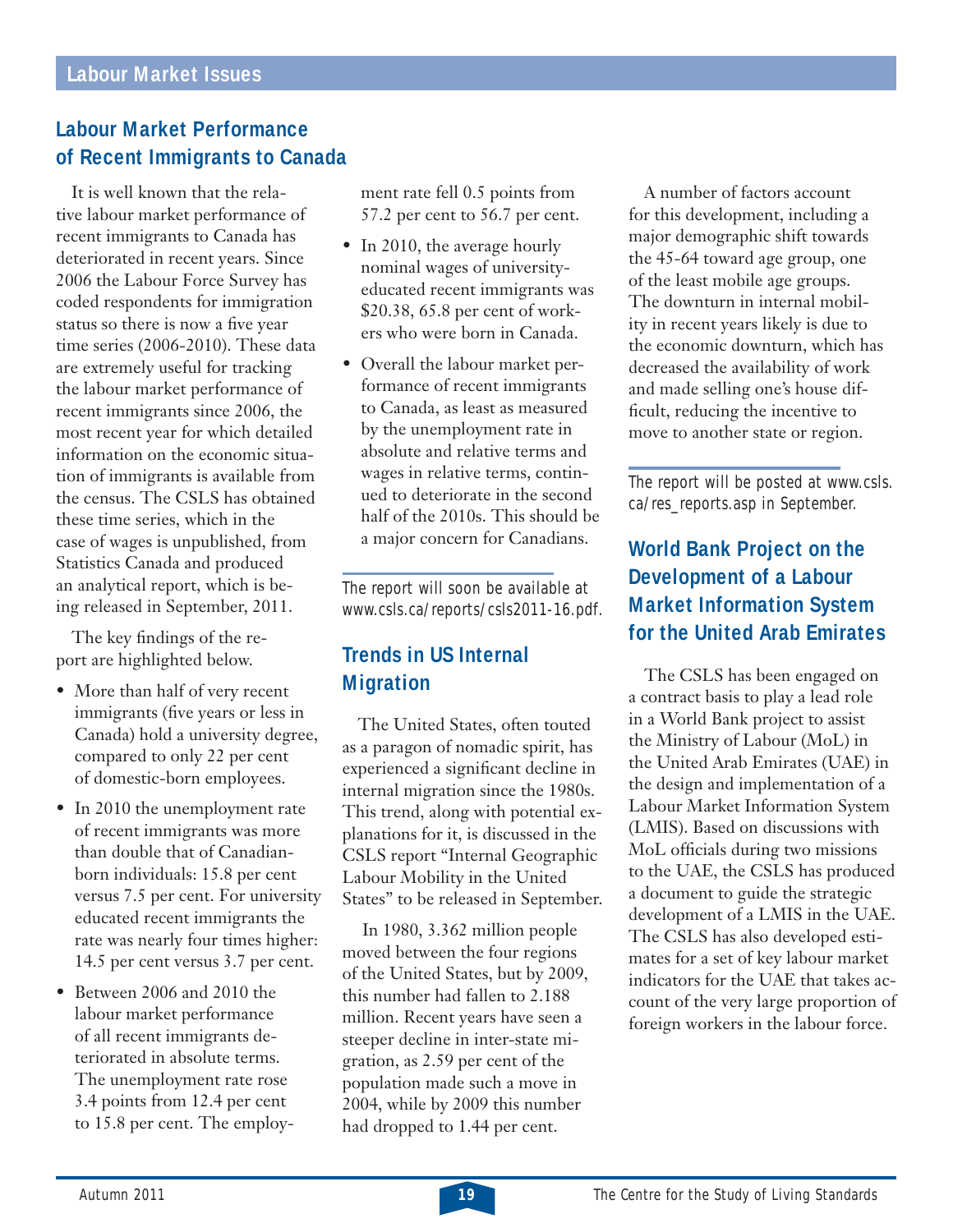## Labour Market Issues

### Labour Market Performance of Recent Immigrants to Canada

It is well known that the relative labour market performance of recent immigrants to Canada has deteriorated in recent years. Since 2006 the Labour Force Survey has coded respondents for immigration status so there is now a five year time series (2006-2010). These data are extremely useful for tracking the labour market performance of recent immigrants since 2006, the most recent year for which detailed information on the economic situation of immigrants is available from the census. The CSLS has obtained these time series, which in the case of wages is unpublished, from Statistics Canada and produced an analytical report, which is being released in September, 2011.

The key findings of the report are highlighted below.

- More than half of very recent immigrants (five years or less in Canada) hold a university degree, compared to only 22 per cent of domestic-born employees.
- In 2010 the unemployment rate of recent immigrants was more than double that of Canadian-born individuals: 15.8 per cent versus 7.5 per cent. For university educated recent immigrants the rate was nearly four times higher: 14.5 per cent versus 3.7 per cent.
- Between 2006 and 2010 the labour market performance of all recent immigrants deteriorated in absolute terms. The unemployment rate rose 3.4 points from 12.4 per cent to 15.8 per cent. The employment rate fell 0.5 points from 57.2 per cent to 56.7 per cent.
- In 2010, the average hourly nominal wages of university-educated recent immigrants was $20.38, 65.8 per cent of workers who were born in Canada.
- Overall the labour market performance of recent immigrants to Canada, as least as measured by the unemployment rate in absolute and relative terms and wages in relative terms, continued to deteriorate in the second half of the 2010s. This should be a major concern for Canadians.

*The report will soon be available at www.csls.ca/reports/csls2011-16.pdf.*

### Trends in US Internal Migration

The United States, often touted as a paragon of nomadic spirit, has experienced a significant decline in internal migration since the 1980s. This trend, along with potential explanations for it, is discussed in the CSLS report "Internal Geographic Labour Mobility in the United States" to be released in September.

In 1980, 3.362 million people moved between the four regions of the United States, but by 2009, this number had fallen to 2.188 million. Recent years have seen a steeper decline in inter-state migration, as 2.59 per cent of the population made such a move in 2004, while by 2009 this number had dropped to 1.44 per cent.

A number of factors account for this development, including a major demographic shift towards the 45-64 toward age group, one of the least mobile age groups. The downturn in internal mobility in recent years likely is due to the economic downturn, which has decreased the availability of work and made selling one's house difficult, reducing the incentive to move to another state or region.

*The report will be posted at www.csls.ca/res_reports.asp in September.*

### World Bank Project on the Development of a Labour Market Information System for the United Arab Emirates

The CSLS has been engaged on a contract basis to play a lead role in a World Bank project to assist the Ministry of Labour (MoL) in the United Arab Emirates (UAE) in the design and implementation of a Labour Market Information System (LMIS). Based on discussions with MoL officials during two missions to the UAE, the CSLS has produced a document to guide the strategic development of a LMIS in the UAE. The CSLS has also developed estimates for a set of key labour market indicators for the UAE that takes account of the very large proportion of foreign workers in the labour force.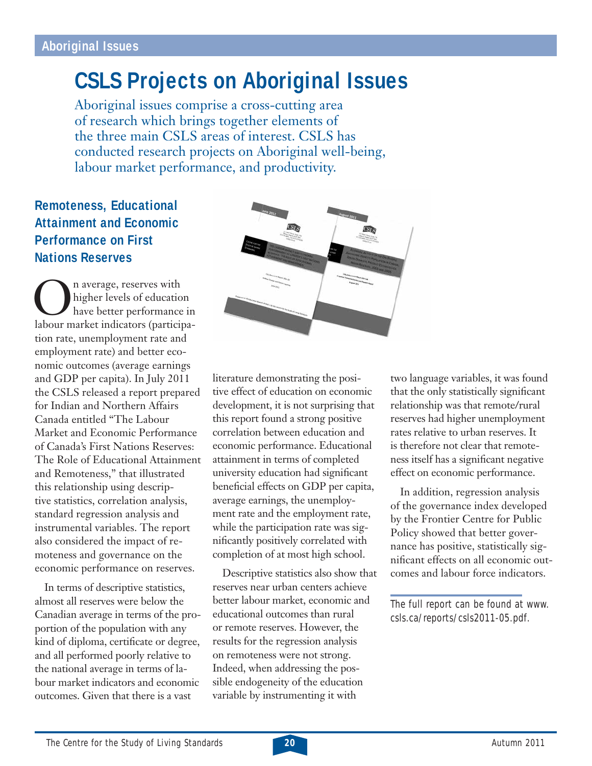# CSLS Projects on Aboriginal Issues

Aboriginal issues comprise a cross-cutting area of research which brings together elements of the three main CSLS areas of interest. CSLS has conducted research projects on Aboriginal well-being, labour market performance, and productivity.

## Remoteness, Educational Attainment and Economic Performance on First Nations Reserves

On average, reserves with higher levels of education have better performance in labour market indicators (participation rate, unemployment rate and employment rate) and better economic outcomes (average earnings and GDP per capita). In July 2011 the CSLS released a report prepared for Indian and Northern Affairs Canada entitled "The Labour Market and Economic Performance of Canada's First Nations Reserves: The Role of Educational Attainment and Remoteness," that illustrated this relationship using descriptive statistics, correlation analysis, standard regression analysis and instrumental variables. The report also considered the impact of remoteness and governance on the economic performance on reserves.

In terms of descriptive statistics, almost all reserves were below the Canadian average in terms of the proportion of the population with any kind of diploma, certificate or degree, and all performed poorly relative to the national average in terms of labour market indicators and economic outcomes. Given that there is a vast literature demonstrating the positive effect of education on economic development, it is not surprising that this report found a strong positive correlation between education and economic performance. Educational attainment in terms of completed university education had significant beneficial effects on GDP per capita, average earnings, the unemployment rate and the employment rate, while the participation rate was significantly positively correlated with completion of at most high school.

Descriptive statistics also show that reserves near urban centers achieve better labour market, economic and educational outcomes than rural or remote reserves. However, the results for the regression analysis on remoteness were not strong. Indeed, when addressing the possible endogeneity of the education variable by instrumenting it with two language variables, it was found that the only statistically significant relationship was that remote/rural reserves had higher unemployment rates relative to urban reserves. It is therefore not clear that remoteness itself has a significant negative effect on economic performance.

In addition, regression analysis of the governance index developed by the Frontier Centre for Public Policy showed that better governance has positive, statistically significant effects on all economic outcomes and labour force indicators.

*The full report can be found at www.csls.ca/reports/csls2011-05.pdf.*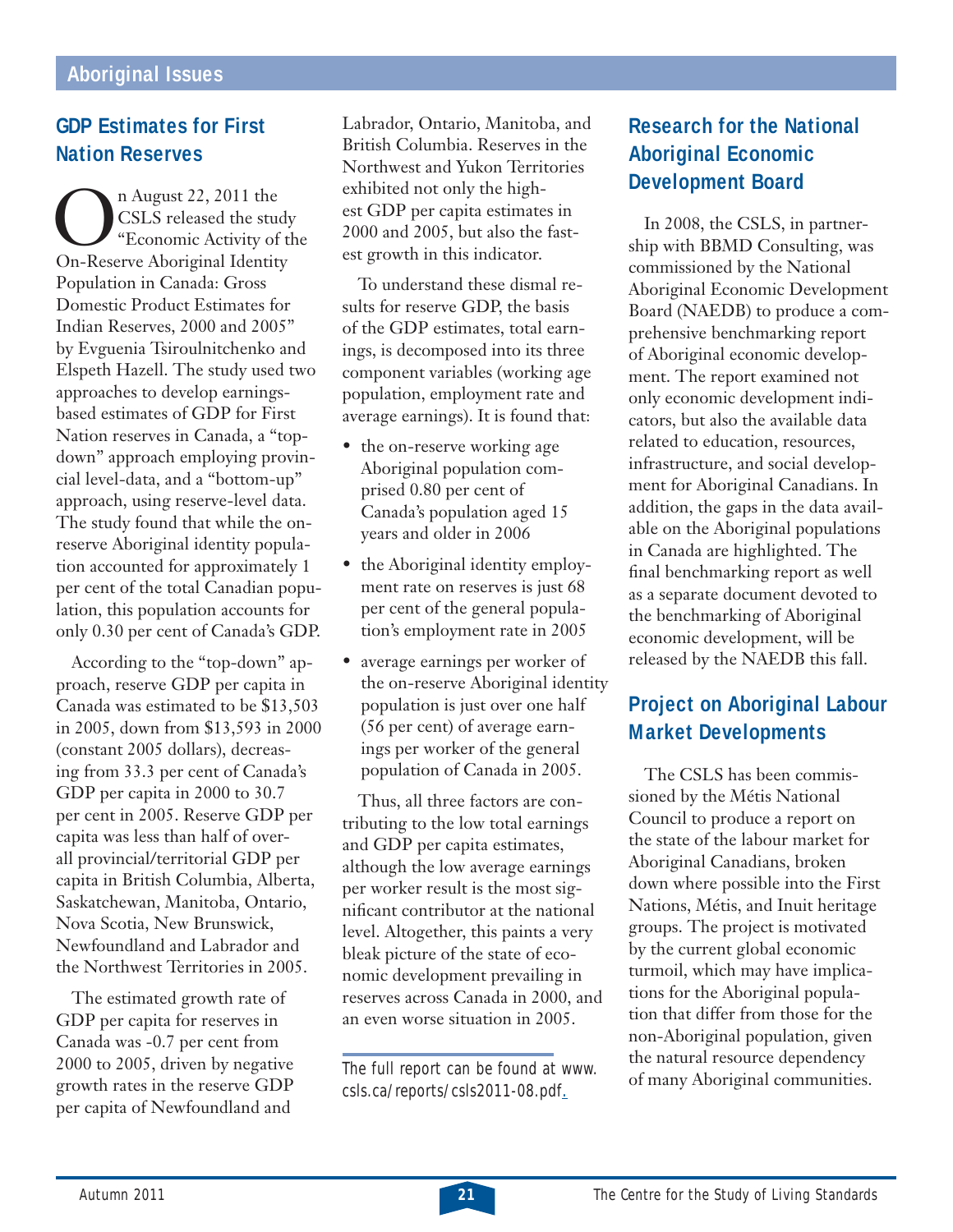## Aboriginal Issues

### GDP Estimates for First Nation Reserves

On August 22, 2011 the CSLS released the study "Economic Activity of the On-Reserve Aboriginal Identity Population in Canada: Gross Domestic Product Estimates for Indian Reserves, 2000 and 2005" by Evguenia Tsiroulnitchenko and Elspeth Hazell. The study used two approaches to develop earnings-based estimates of GDP for First Nation reserves in Canada, a "top-down" approach employing provincial level-data, and a "bottom-up" approach, using reserve-level data. The study found that while the on-reserve Aboriginal identity population accounted for approximately 1 per cent of the total Canadian population, this population accounts for only 0.30 per cent of Canada's GDP.

According to the "top-down" approach, reserve GDP per capita in Canada was estimated to be $13,503 in 2005, down from $13,593 in 2000 (constant 2005 dollars), decreasing from 33.3 per cent of Canada's GDP per capita in 2000 to 30.7 per cent in 2005. Reserve GDP per capita was less than half of overall provincial/territorial GDP per capita in British Columbia, Alberta, Saskatchewan, Manitoba, Ontario, Nova Scotia, New Brunswick, Newfoundland and Labrador and the Northwest Territories in 2005.

The estimated growth rate of GDP per capita for reserves in Canada was -0.7 per cent from 2000 to 2005, driven by negative growth rates in the reserve GDP per capita of Newfoundland and Labrador, Ontario, Manitoba, and British Columbia. Reserves in the Northwest and Yukon Territories exhibited not only the highest GDP per capita estimates in 2000 and 2005, but also the fastest growth in this indicator.

To understand these dismal results for reserve GDP, the basis of the GDP estimates, total earnings, is decomposed into its three component variables (working age population, employment rate and average earnings). It is found that:

- the on-reserve working age Aboriginal population comprised 0.80 per cent of Canada's population aged 15 years and older in 2006
- the Aboriginal identity employment rate on reserves is just 68 per cent of the general population's employment rate in 2005
- average earnings per worker of the on-reserve Aboriginal identity population is just over one half (56 per cent) of average earnings per worker of the general population of Canada in 2005.

Thus, all three factors are contributing to the low total earnings and GDP per capita estimates, although the low average earnings per worker result is the most significant contributor at the national level. Altogether, this paints a very bleak picture of the state of economic development prevailing in reserves across Canada in 2000, and an even worse situation in 2005.

*The full report can be found at www.csls.ca/reports/csls2011-08.pdf.*

### Research for the National Aboriginal Economic Development Board

In 2008, the CSLS, in partnership with BBMD Consulting, was commissioned by the National Aboriginal Economic Development Board (NAEDB) to produce a comprehensive benchmarking report of Aboriginal economic development. The report examined not only economic development indicators, but also the available data related to education, resources, infrastructure, and social development for Aboriginal Canadians. In addition, the gaps in the data available on the Aboriginal populations in Canada are highlighted. The final benchmarking report as well as a separate document devoted to the benchmarking of Aboriginal economic development, will be released by the NAEDB this fall.

### Project on Aboriginal Labour Market Developments

The CSLS has been commissioned by the Métis National Council to produce a report on the state of the labour market for Aboriginal Canadians, broken down where possible into the First Nations, Métis, and Inuit heritage groups. The project is motivated by the current global economic turmoil, which may have implications for the Aboriginal population that differ from those for the non-Aboriginal population, given the natural resource dependency of many Aboriginal communities.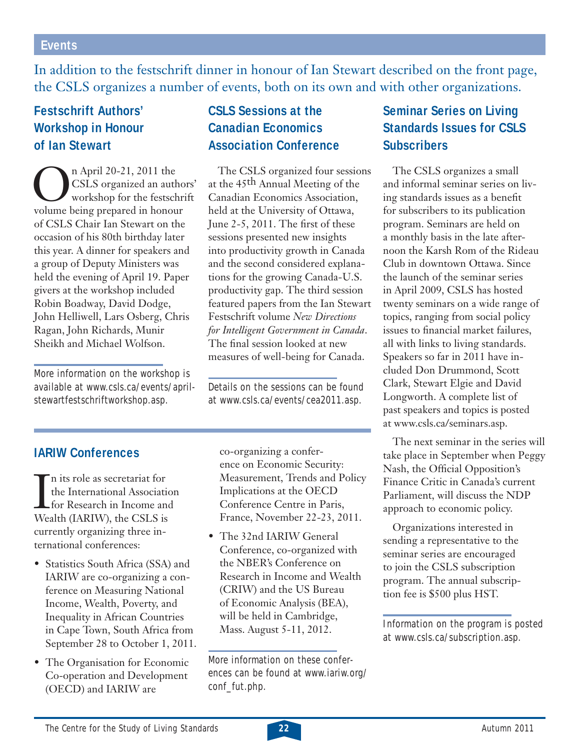## Events

In addition to the festschrift dinner in honour of Ian Stewart described on the front page, the CSLS organizes a number of events, both on its own and with other organizations.

### Festschrift Authors' Workshop in Honour of Ian Stewart

On April 20-21, 2011 the CSLS organized an authors' workshop for the festschrift volume being prepared in honour of CSLS Chair Ian Stewart on the occasion of his 80th birthday later this year. A dinner for speakers and a group of Deputy Ministers was held the evening of April 19. Paper givers at the workshop included Robin Boadway, David Dodge, John Helliwell, Lars Osberg, Chris Ragan, John Richards, Munir Sheikh and Michael Wolfson.

More information on the workshop is available at www.csls.ca/events/aprilstewartfestschriftworkshop.asp.

### CSLS Sessions at the Canadian Economics Association Conference

The CSLS organized four sessions at the 45th Annual Meeting of the Canadian Economics Association, held at the University of Ottawa, June 2-5, 2011. The first of these sessions presented new insights into productivity growth in Canada and the second considered explanations for the growing Canada-U.S. productivity gap. The third session featured papers from the Ian Stewart Festschrift volume *New Directions for Intelligent Government in Canada*. The final session looked at new measures of well-being for Canada.

Details on the sessions can be found at www.csls.ca/events/cea2011.asp.

### Seminar Series on Living Standards Issues for CSLS Subscribers

The CSLS organizes a small and informal seminar series on living standards issues as a benefit for subscribers to its publication program. Seminars are held on a monthly basis in the late afternoon the Karsh Rom of the Rideau Club in downtown Ottawa. Since the launch of the seminar series in April 2009, CSLS has hosted twenty seminars on a wide range of topics, ranging from social policy issues to financial market failures, all with links to living standards. Speakers so far in 2011 have included Don Drummond, Scott Clark, Stewart Elgie and David Longworth. A complete list of past speakers and topics is posted at www.csls.ca/seminars.asp.

The next seminar in the series will take place in September when Peggy Nash, the Official Opposition's Finance Critic in Canada's current Parliament, will discuss the NDP approach to economic policy.

Organizations interested in sending a representative to the seminar series are encouraged to join the CSLS subscription program. The annual subscription fee is $500 plus HST.

Information on the program is posted at www.csls.ca/subscription.asp.

### IARIW Conferences

In its role as secretariat for the International Association for Research in Income and Wealth (IARIW), the CSLS is currently organizing three international conferences:

- Statistics South Africa (SSA) and IARIW are co-organizing a conference on Measuring National Income, Wealth, Poverty, and Inequality in African Countries in Cape Town, South Africa from September 28 to October 1, 2011.
- The Organisation for Economic Co-operation and Development (OECD) and IARIW are co-organizing a conference on Economic Security: Measurement, Trends and Policy Implications at the OECD Conference Centre in Paris, France, November 22-23, 2011.
- The 32nd IARIW General Conference, co-organized with the NBER's Conference on Research in Income and Wealth (CRIW) and the US Bureau of Economic Analysis (BEA), will be held in Cambridge, Mass. August 5-11, 2012.

More information on these conferences can be found at www.iariw.org/conf_fut.php.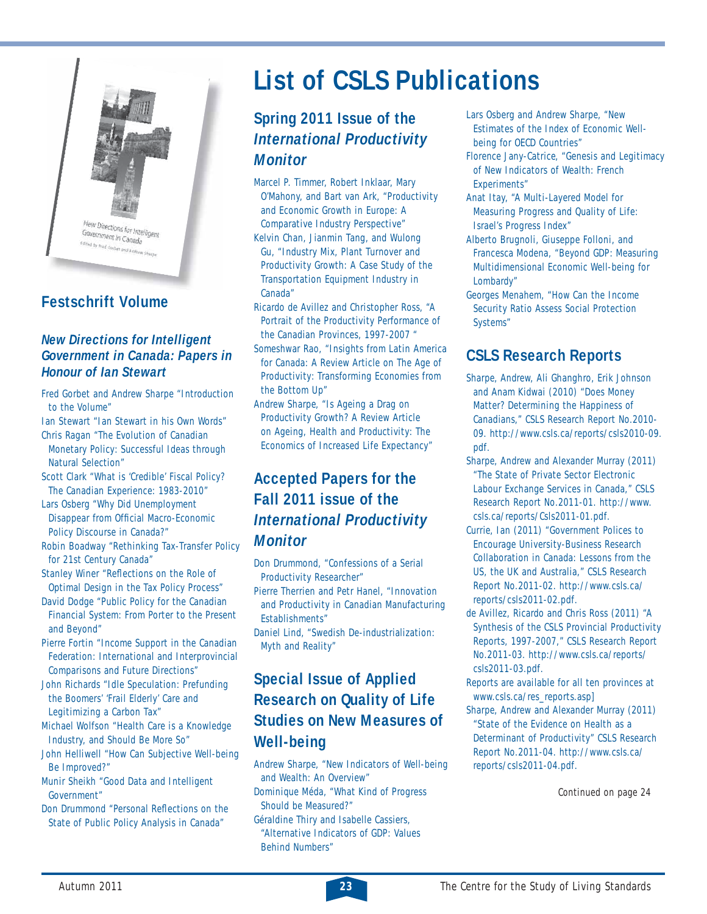# List of CSLS Publications

## Festschrift Volume

### *New Directions for Intelligent Government in Canada: Papers in Honour of Ian Stewart*

Fred Gorbet and Andrew Sharpe "Introduction to the Volume"

Ian Stewart "Ian Stewart in his Own Words"

Chris Ragan "The Evolution of Canadian Monetary Policy: Successful Ideas through Natural Selection"

Scott Clark "What is 'Credible' Fiscal Policy? The Canadian Experience: 1983-2010"

Lars Osberg "Why Did Unemployment Disappear from Official Macro-Economic Policy Discourse in Canada?"

Robin Boadway "Rethinking Tax-Transfer Policy for 21st Century Canada"

Stanley Winer "Reflections on the Role of Optimal Design in the Tax Policy Process"

David Dodge "Public Policy for the Canadian Financial System: From Porter to the Present and Beyond"

Pierre Fortin "Income Support in the Canadian Federation: International and Interprovincial Comparisons and Future Directions"

John Richards "Idle Speculation: Prefunding the Boomers' 'Frail Elderly' Care and Legitimizing a Carbon Tax"

Michael Wolfson "Health Care is a Knowledge Industry, and Should Be More So"

John Helliwell "How Can Subjective Well-being Be Improved?"

Munir Sheikh "Good Data and Intelligent Government"

Don Drummond "Personal Reflections on the State of Public Policy Analysis in Canada"

## Spring 2011 Issue of the *International Productivity Monitor*

Marcel P. Timmer, Robert Inklaar, Mary O'Mahony, and Bart van Ark, "Productivity and Economic Growth in Europe: A Comparative Industry Perspective"

Kelvin Chan, Jianmin Tang, and Wulong Gu, "Industry Mix, Plant Turnover and Productivity Growth: A Case Study of the Transportation Equipment Industry in Canada"

Ricardo de Avillez and Christopher Ross, "A Portrait of the Productivity Performance of the Canadian Provinces, 1997-2007 "

Someshwar Rao, "Insights from Latin America for Canada: A Review Article on The Age of Productivity: Transforming Economies from the Bottom Up"

Andrew Sharpe, "Is Ageing a Drag on Productivity Growth? A Review Article on Ageing, Health and Productivity: The Economics of Increased Life Expectancy"

## Accepted Papers for the Fall 2011 issue of the *International Productivity Monitor*

Don Drummond, "Confessions of a Serial Productivity Researcher"

Pierre Therrien and Petr Hanel, "Innovation and Productivity in Canadian Manufacturing Establishments"

Daniel Lind, "Swedish De-industrialization: Myth and Reality"

## Special Issue of Applied Research on Quality of Life Studies on New Measures of Well-being

Andrew Sharpe, "New Indicators of Well-being and Wealth: An Overview"

Dominique Méda, "What Kind of Progress Should be Measured?"

Géraldine Thiry and Isabelle Cassiers, "Alternative Indicators of GDP: Values Behind Numbers"

Lars Osberg and Andrew Sharpe, "New Estimates of the Index of Economic Well-being for OECD Countries"

Florence Jany-Catrice, "Genesis and Legitimacy of New Indicators of Wealth: French Experiments"

Anat Itay, "A Multi-Layered Model for Measuring Progress and Quality of Life: Israel's Progress Index"

Alberto Brugnoli, Giuseppe Folloni, and Francesca Modena, "Beyond GDP: Measuring Multidimensional Economic Well-being for Lombardy"

Georges Menahem, "How Can the Income Security Ratio Assess Social Protection Systems"

## CSLS Research Reports

Sharpe, Andrew, Ali Ghanghro, Erik Johnson and Anam Kidwai (2010) "Does Money Matter? Determining the Happiness of Canadians," CSLS Research Report No.2010-09. http://www.csls.ca/reports/csls2010-09.pdf.

Sharpe, Andrew and Alexander Murray (2011) "The State of Private Sector Electronic Labour Exchange Services in Canada," CSLS Research Report No.2011-01. http://www.csls.ca/reports/Csls2011-01.pdf.

Currie, Ian (2011) "Government Polices to Encourage University-Business Research Collaboration in Canada: Lessons from the US, the UK and Australia," CSLS Research Report No.2011-02. http://www.csls.ca/reports/csls2011-02.pdf.

de Avillez, Ricardo and Chris Ross (2011) "A Synthesis of the CSLS Provincial Productivity Reports, 1997-2007," CSLS Research Report No.2011-03. http://www.csls.ca/reports/csls2011-03.pdf.

Reports are available for all ten provinces at www.csls.ca/res_reports.asp]

Sharpe, Andrew and Alexander Murray (2011) "State of the Evidence on Health as a Determinant of Productivity" CSLS Research Report No.2011-04. http://www.csls.ca/reports/csls2011-04.pdf.

Continued on page 24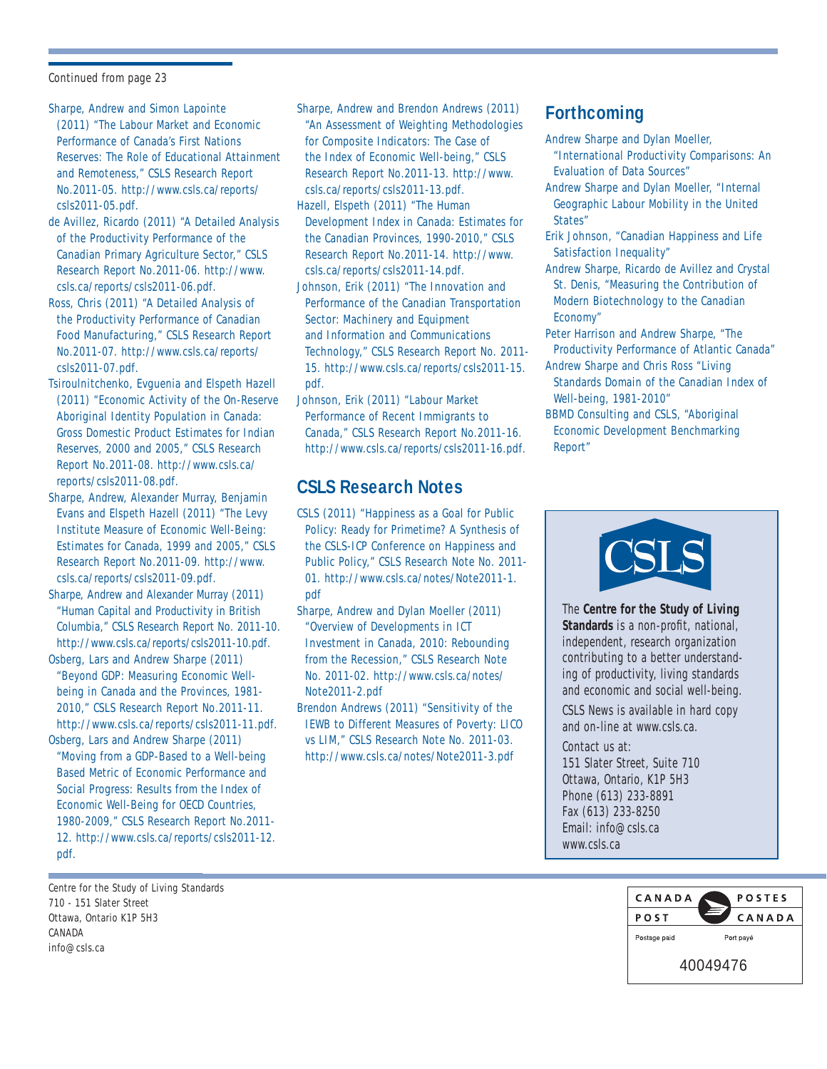Continued from page 23

Sharpe, Andrew and Simon Lapointe (2011) "The Labour Market and Economic Performance of Canada's First Nations Reserves: The Role of Educational Attainment and Remoteness," CSLS Research Report No.2011-05. http://www.csls.ca/reports/csls2011-05.pdf.

de Avillez, Ricardo (2011) "A Detailed Analysis of the Productivity Performance of the Canadian Primary Agriculture Sector," CSLS Research Report No.2011-06. http://www.csls.ca/reports/csls2011-06.pdf.

Ross, Chris (2011) "A Detailed Analysis of the Productivity Performance of Canadian Food Manufacturing," CSLS Research Report No.2011-07. http://www.csls.ca/reports/csls2011-07.pdf.

Tsiroulnitchenko, Evguenia and Elspeth Hazell (2011) "Economic Activity of the On-Reserve Aboriginal Identity Population in Canada: Gross Domestic Product Estimates for Indian Reserves, 2000 and 2005," CSLS Research Report No.2011-08. http://www.csls.ca/reports/csls2011-08.pdf.

Sharpe, Andrew, Alexander Murray, Benjamin Evans and Elspeth Hazell (2011) "The Levy Institute Measure of Economic Well-Being: Estimates for Canada, 1999 and 2005," CSLS Research Report No.2011-09. http://www.csls.ca/reports/csls2011-09.pdf.

Sharpe, Andrew and Alexander Murray (2011) "Human Capital and Productivity in British Columbia," CSLS Research Report No. 2011-10. http://www.csls.ca/reports/csls2011-10.pdf.

Osberg, Lars and Andrew Sharpe (2011) "Beyond GDP: Measuring Economic Well-being in Canada and the Provinces, 1981-2010," CSLS Research Report No.2011-11. http://www.csls.ca/reports/csls2011-11.pdf.

Osberg, Lars and Andrew Sharpe (2011) "Moving from a GDP-Based to a Well-being Based Metric of Economic Performance and Social Progress: Results from the Index of Economic Well-Being for OECD Countries, 1980-2009," CSLS Research Report No.2011-12. http://www.csls.ca/reports/csls2011-12.pdf.

Sharpe, Andrew and Brendon Andrews (2011) "An Assessment of Weighting Methodologies for Composite Indicators: The Case of the Index of Economic Well-being," CSLS Research Report No.2011-13. http://www.csls.ca/reports/csls2011-13.pdf.

Hazell, Elspeth (2011) "The Human Development Index in Canada: Estimates for the Canadian Provinces, 1990-2010," CSLS Research Report No.2011-14. http://www.csls.ca/reports/csls2011-14.pdf.

Johnson, Erik (2011) "The Innovation and Performance of the Canadian Transportation Sector: Machinery and Equipment and Information and Communications Technology," CSLS Research Report No. 2011-15. http://www.csls.ca/reports/csls2011-15.pdf.

Johnson, Erik (2011) "Labour Market Performance of Recent Immigrants to Canada," CSLS Research Report No.2011-16. http://www.csls.ca/reports/csls2011-16.pdf.

## CSLS Research Notes

CSLS (2011) "Happiness as a Goal for Public Policy: Ready for Primetime? A Synthesis of the CSLS-ICP Conference on Happiness and Public Policy," CSLS Research Note No. 2011-01. http://www.csls.ca/notes/Note2011-1.pdf

Sharpe, Andrew and Dylan Moeller (2011) "Overview of Developments in ICT Investment in Canada, 2010: Rebounding from the Recession," CSLS Research Note No. 2011-02. http://www.csls.ca/notes/Note2011-2.pdf

Brendon Andrews (2011) "Sensitivity of the IEWB to Different Measures of Poverty: LICO vs LIM," CSLS Research Note No. 2011-03. http://www.csls.ca/notes/Note2011-3.pdf

## Forthcoming

Andrew Sharpe and Dylan Moeller, "International Productivity Comparisons: An Evaluation of Data Sources"

Andrew Sharpe and Dylan Moeller, "Internal Geographic Labour Mobility in the United States"

Erik Johnson, "Canadian Happiness and Life Satisfaction Inequality"

Andrew Sharpe, Ricardo de Avillez and Crystal St. Denis, "Measuring the Contribution of Modern Biotechnology to the Canadian Economy"

Peter Harrison and Andrew Sharpe, "The Productivity Performance of Atlantic Canada"

Andrew Sharpe and Chris Ross "Living Standards Domain of the Canadian Index of Well-being, 1981-2010"

BBMD Consulting and CSLS, "Aboriginal Economic Development Benchmarking Report"

CSLS

The **Centre for the Study of Living Standards** is a non-profit, national, independent, research organization contributing to a better understanding of productivity, living standards and economic and social well-being.

CSLS News is available in hard copy and on-line at www.csls.ca.

Contact us at:
151 Slater Street, Suite 710
Ottawa, Ontario, K1P 5H3
Phone (613) 233-8891
Fax (613) 233-8250
Email: info@csls.ca
www.csls.ca

Centre for the Study of Living Standards
710 - 151 Slater Street
Ottawa, Ontario K1P 5H3
CANADA
info@csls.ca

CANADA POST / POSTES CANADA
Postage paid / Port payé
40049476